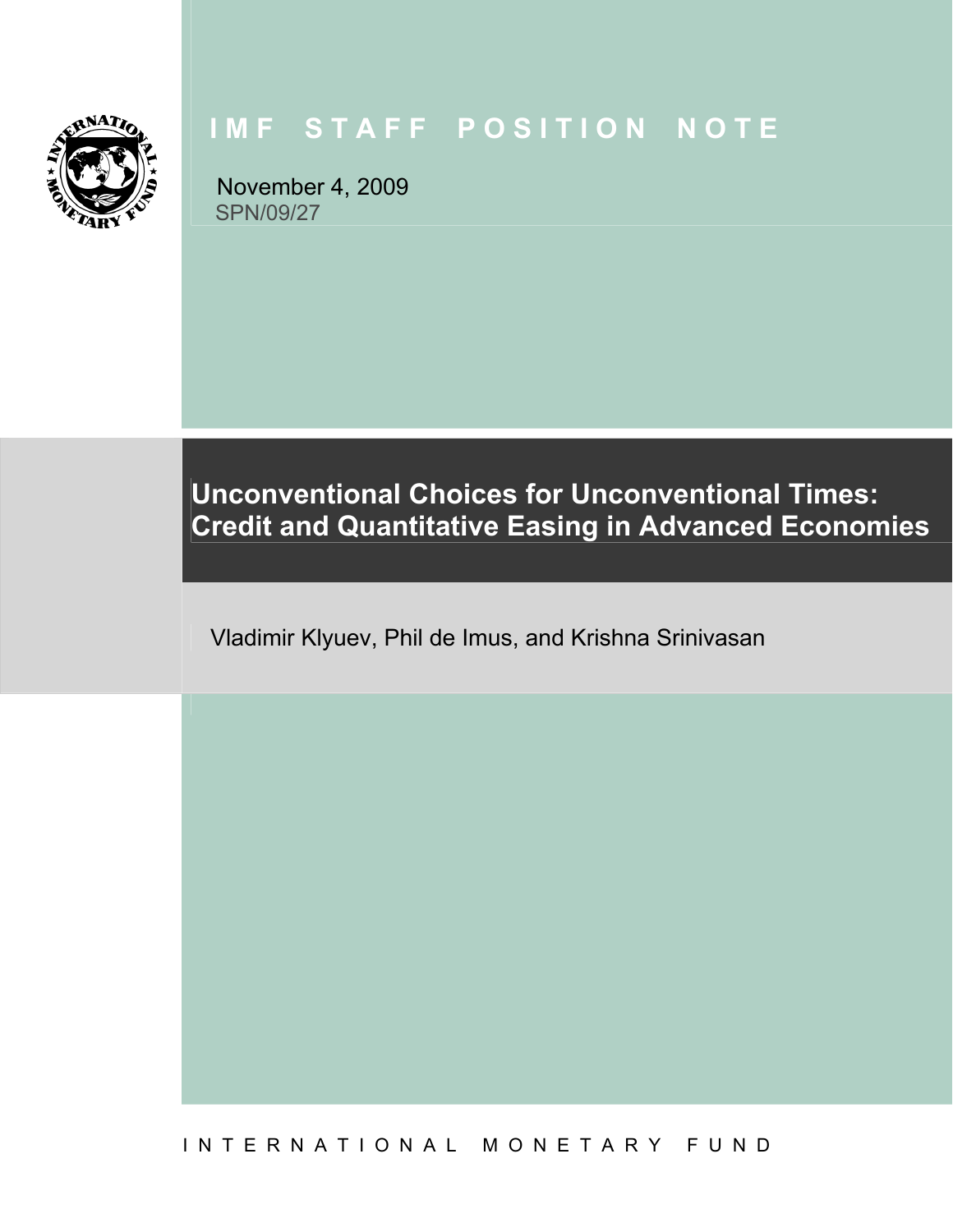IMF STAFF POSITION NOTE

November 4, 2009
SPN/09/27

# Unconventional Choices for Unconventional Times: Credit and Quantitative Easing in Advanced Economies

Vladimir Klyuev, Phil de Imus, and Krishna Srinivasan

INTERNATIONAL MONETARY FUND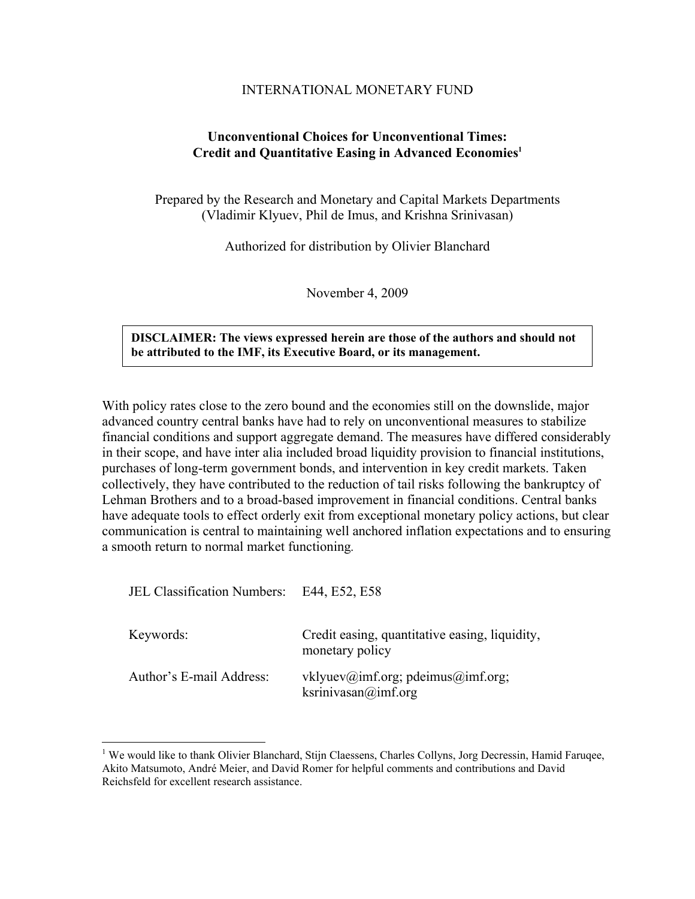INTERNATIONAL MONETARY FUND

**Unconventional Choices for Unconventional Times: Credit and Quantitative Easing in Advanced Economies[1]**

Prepared by the Research and Monetary and Capital Markets Departments (Vladimir Klyuev, Phil de Imus, and Krishna Srinivasan)

Authorized for distribution by Olivier Blanchard

November 4, 2009

**DISCLAIMER: The views expressed herein are those of the authors and should not be attributed to the IMF, its Executive Board, or its management.**

With policy rates close to the zero bound and the economies still on the downslide, major advanced country central banks have had to rely on unconventional measures to stabilize financial conditions and support aggregate demand. The measures have differed considerably in their scope, and have inter alia included broad liquidity provision to financial institutions, purchases of long-term government bonds, and intervention in key credit markets. Taken collectively, they have contributed to the reduction of tail risks following the bankruptcy of Lehman Brothers and to a broad-based improvement in financial conditions. Central banks have adequate tools to effect orderly exit from exceptional monetary policy actions, but clear communication is central to maintaining well anchored inflation expectations and to ensuring a smooth return to normal market functioning.

| | |
|---|---|
| JEL Classification Numbers: | E44, E52, E58 |
| Keywords: | Credit easing, quantitative easing, liquidity, monetary policy |
| Author's E-mail Address: | vklyuev@imf.org; pdeimus@imf.org; ksrinivasan@imf.org |

[1] We would like to thank Olivier Blanchard, Stijn Claessens, Charles Collyns, Jorg Decressin, Hamid Faruqee, Akito Matsumoto, André Meier, and David Romer for helpful comments and contributions and David Reichsfeld for excellent research assistance.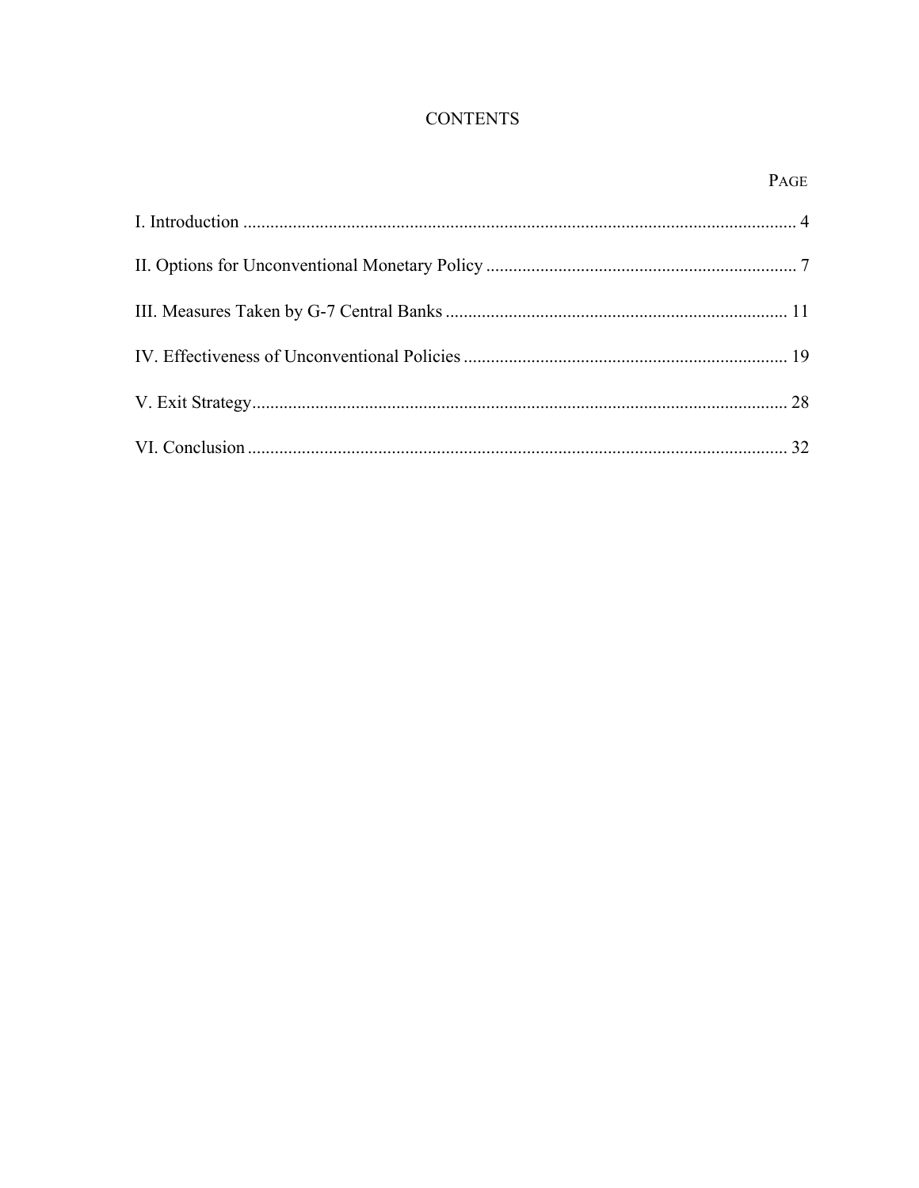# CONTENTS

| | PAGE |
|---|---|
| I. Introduction | 4 |
| II. Options for Unconventional Monetary Policy | 7 |
| III. Measures Taken by G-7 Central Banks | 11 |
| IV. Effectiveness of Unconventional Policies | 19 |
| V. Exit Strategy | 28 |
| VI. Conclusion | 32 |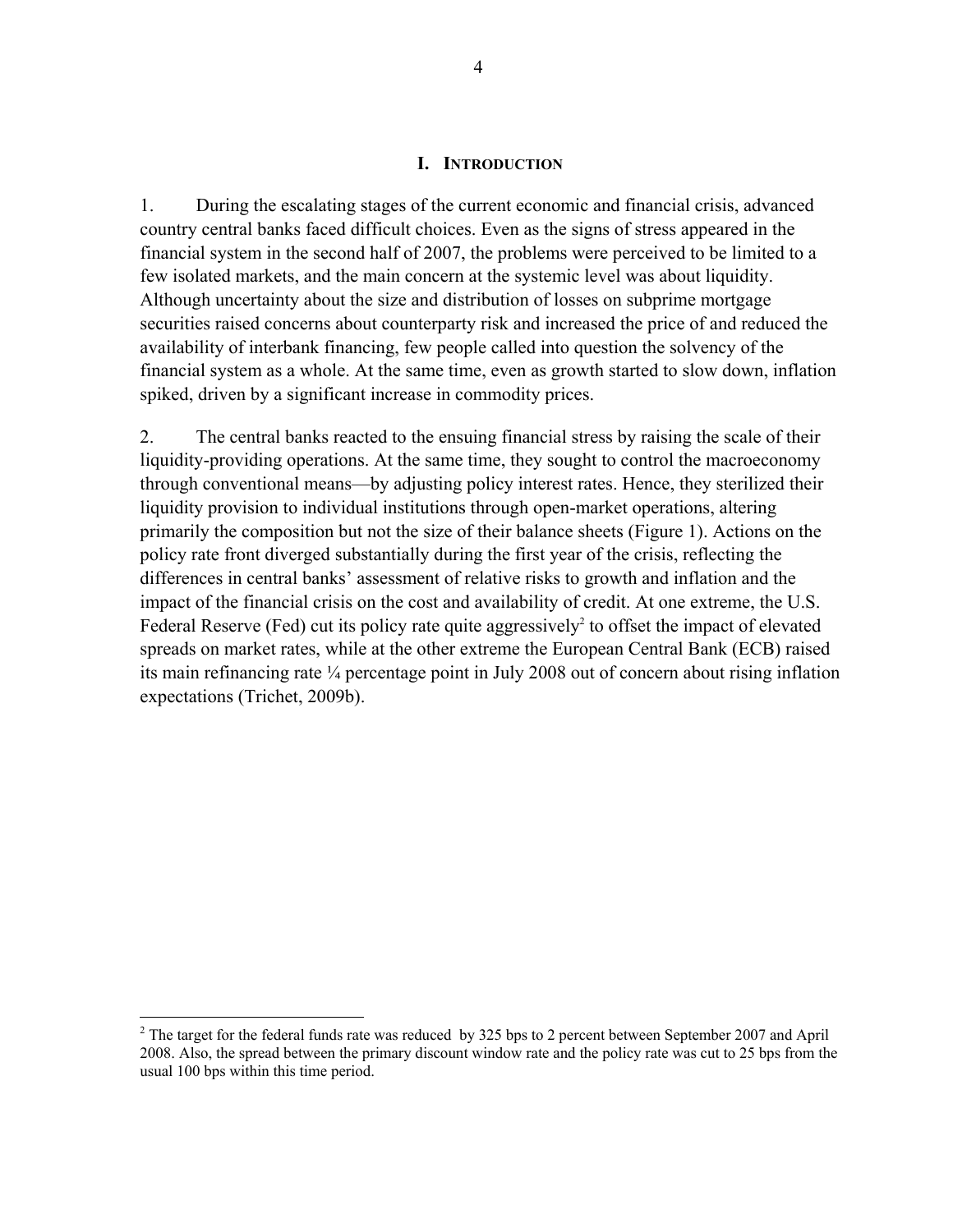# I. INTRODUCTION

1. During the escalating stages of the current economic and financial crisis, advanced country central banks faced difficult choices. Even as the signs of stress appeared in the financial system in the second half of 2007, the problems were perceived to be limited to a few isolated markets, and the main concern at the systemic level was about liquidity. Although uncertainty about the size and distribution of losses on subprime mortgage securities raised concerns about counterparty risk and increased the price of and reduced the availability of interbank financing, few people called into question the solvency of the financial system as a whole. At the same time, even as growth started to slow down, inflation spiked, driven by a significant increase in commodity prices.

2. The central banks reacted to the ensuing financial stress by raising the scale of their liquidity-providing operations. At the same time, they sought to control the macroeconomy through conventional means—by adjusting policy interest rates. Hence, they sterilized their liquidity provision to individual institutions through open-market operations, altering primarily the composition but not the size of their balance sheets (Figure 1). Actions on the policy rate front diverged substantially during the first year of the crisis, reflecting the differences in central banks' assessment of relative risks to growth and inflation and the impact of the financial crisis on the cost and availability of credit. At one extreme, the U.S. Federal Reserve (Fed) cut its policy rate quite aggressively[2] to offset the impact of elevated spreads on market rates, while at the other extreme the European Central Bank (ECB) raised its main refinancing rate ¼ percentage point in July 2008 out of concern about rising inflation expectations (Trichet, 2009b).

---

[2] The target for the federal funds rate was reduced by 325 bps to 2 percent between September 2007 and April 2008. Also, the spread between the primary discount window rate and the policy rate was cut to 25 bps from the usual 100 bps within this time period.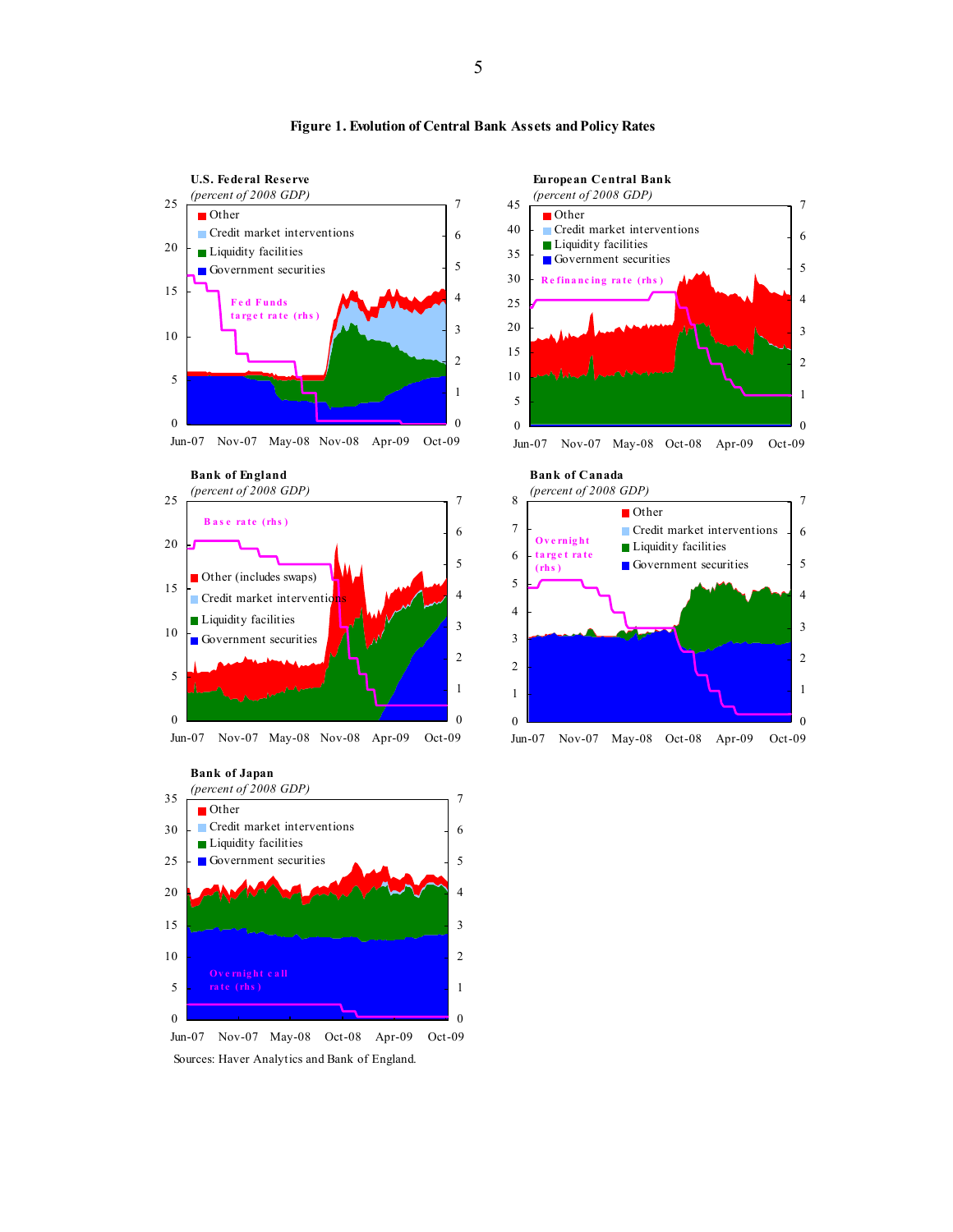**Figure 1. Evolution of Central Bank Assets and Policy Rates**

Sources: Haver Analytics and Bank of England.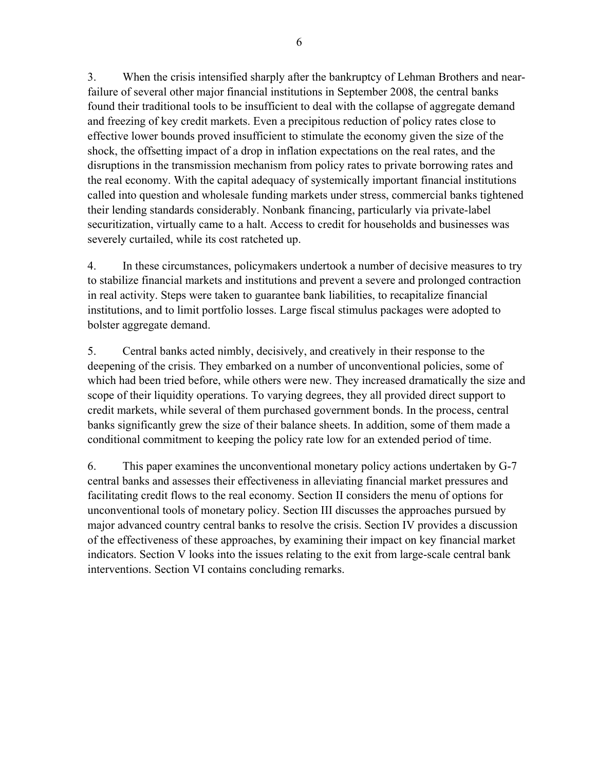3. When the crisis intensified sharply after the bankruptcy of Lehman Brothers and near-failure of several other major financial institutions in September 2008, the central banks found their traditional tools to be insufficient to deal with the collapse of aggregate demand and freezing of key credit markets. Even a precipitous reduction of policy rates close to effective lower bounds proved insufficient to stimulate the economy given the size of the shock, the offsetting impact of a drop in inflation expectations on the real rates, and the disruptions in the transmission mechanism from policy rates to private borrowing rates and the real economy. With the capital adequacy of systemically important financial institutions called into question and wholesale funding markets under stress, commercial banks tightened their lending standards considerably. Nonbank financing, particularly via private-label securitization, virtually came to a halt. Access to credit for households and businesses was severely curtailed, while its cost ratcheted up.

4. In these circumstances, policymakers undertook a number of decisive measures to try to stabilize financial markets and institutions and prevent a severe and prolonged contraction in real activity. Steps were taken to guarantee bank liabilities, to recapitalize financial institutions, and to limit portfolio losses. Large fiscal stimulus packages were adopted to bolster aggregate demand.

5. Central banks acted nimbly, decisively, and creatively in their response to the deepening of the crisis. They embarked on a number of unconventional policies, some of which had been tried before, while others were new. They increased dramatically the size and scope of their liquidity operations. To varying degrees, they all provided direct support to credit markets, while several of them purchased government bonds. In the process, central banks significantly grew the size of their balance sheets. In addition, some of them made a conditional commitment to keeping the policy rate low for an extended period of time.

6. This paper examines the unconventional monetary policy actions undertaken by G-7 central banks and assesses their effectiveness in alleviating financial market pressures and facilitating credit flows to the real economy. Section II considers the menu of options for unconventional tools of monetary policy. Section III discusses the approaches pursued by major advanced country central banks to resolve the crisis. Section IV provides a discussion of the effectiveness of these approaches, by examining their impact on key financial market indicators. Section V looks into the issues relating to the exit from large-scale central bank interventions. Section VI contains concluding remarks.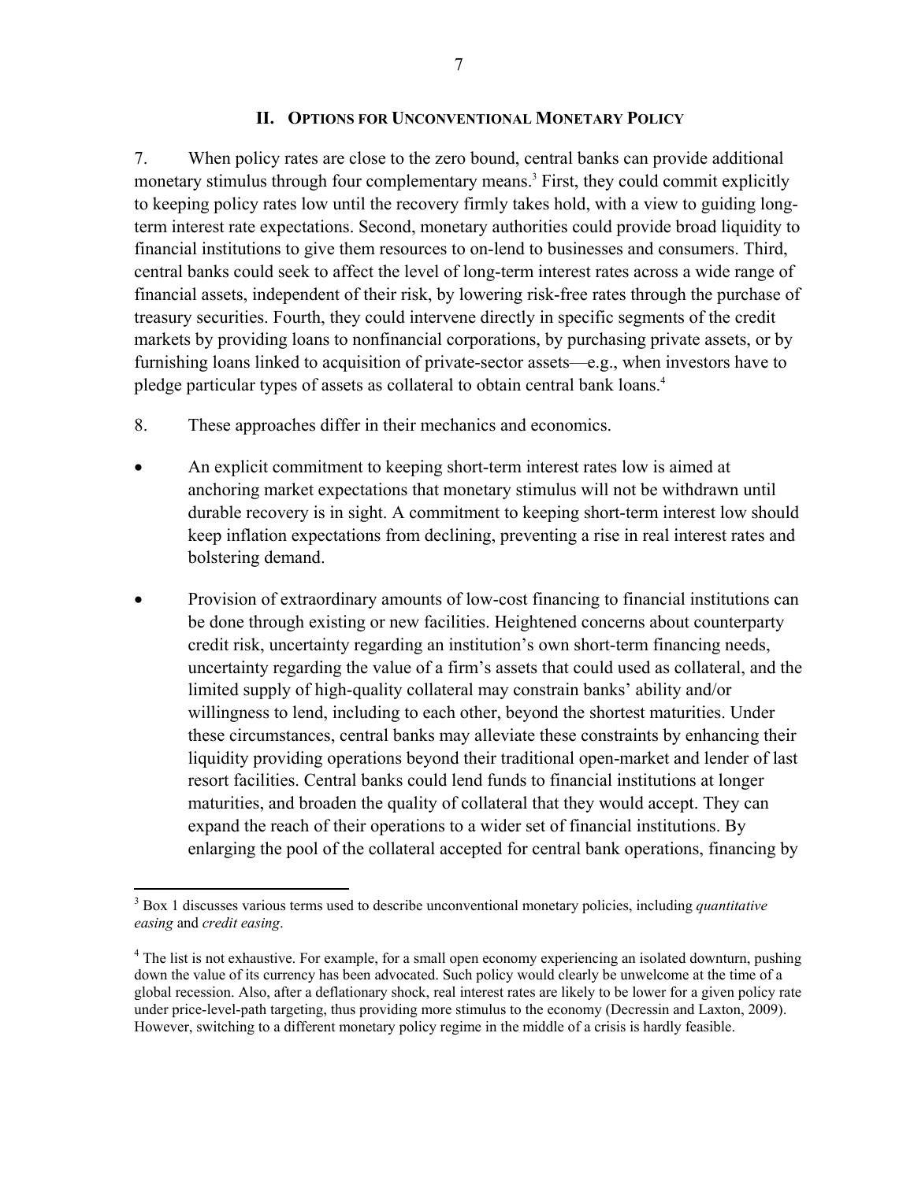## II. Options for Unconventional Monetary Policy

7. When policy rates are close to the zero bound, central banks can provide additional monetary stimulus through four complementary means.[3] First, they could commit explicitly to keeping policy rates low until the recovery firmly takes hold, with a view to guiding long-term interest rate expectations. Second, monetary authorities could provide broad liquidity to financial institutions to give them resources to on-lend to businesses and consumers. Third, central banks could seek to affect the level of long-term interest rates across a wide range of financial assets, independent of their risk, by lowering risk-free rates through the purchase of treasury securities. Fourth, they could intervene directly in specific segments of the credit markets by providing loans to nonfinancial corporations, by purchasing private assets, or by furnishing loans linked to acquisition of private-sector assets—e.g., when investors have to pledge particular types of assets as collateral to obtain central bank loans.[4]

8. These approaches differ in their mechanics and economics.

- An explicit commitment to keeping short-term interest rates low is aimed at anchoring market expectations that monetary stimulus will not be withdrawn until durable recovery is in sight. A commitment to keeping short-term interest low should keep inflation expectations from declining, preventing a rise in real interest rates and bolstering demand.

- Provision of extraordinary amounts of low-cost financing to financial institutions can be done through existing or new facilities. Heightened concerns about counterparty credit risk, uncertainty regarding an institution's own short-term financing needs, uncertainty regarding the value of a firm's assets that could used as collateral, and the limited supply of high-quality collateral may constrain banks' ability and/or willingness to lend, including to each other, beyond the shortest maturities. Under these circumstances, central banks may alleviate these constraints by enhancing their liquidity providing operations beyond their traditional open-market and lender of last resort facilities. Central banks could lend funds to financial institutions at longer maturities, and broaden the quality of collateral that they would accept. They can expand the reach of their operations to a wider set of financial institutions. By enlarging the pool of the collateral accepted for central bank operations, financing by

---

[3] Box 1 discusses various terms used to describe unconventional monetary policies, including *quantitative easing* and *credit easing*.

[4] The list is not exhaustive. For example, for a small open economy experiencing an isolated downturn, pushing down the value of its currency has been advocated. Such policy would clearly be unwelcome at the time of a global recession. Also, after a deflationary shock, real interest rates are likely to be lower for a given policy rate under price-level-path targeting, thus providing more stimulus to the economy (Decressin and Laxton, 2009). However, switching to a different monetary policy regime in the middle of a crisis is hardly feasible.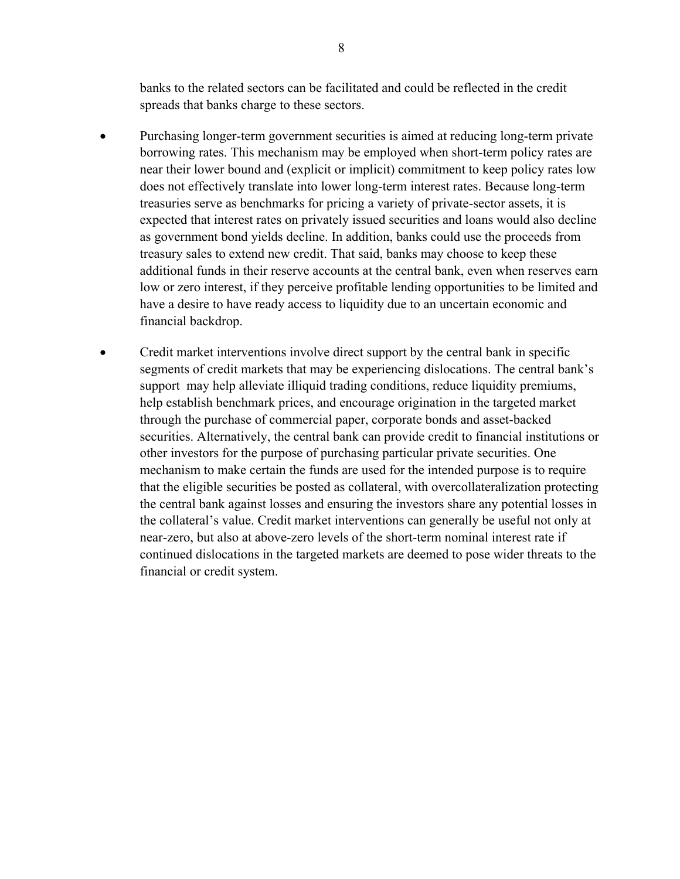banks to the related sectors can be facilitated and could be reflected in the credit spreads that banks charge to these sectors.

- Purchasing longer-term government securities is aimed at reducing long-term private borrowing rates. This mechanism may be employed when short-term policy rates are near their lower bound and (explicit or implicit) commitment to keep policy rates low does not effectively translate into lower long-term interest rates. Because long-term treasuries serve as benchmarks for pricing a variety of private-sector assets, it is expected that interest rates on privately issued securities and loans would also decline as government bond yields decline. In addition, banks could use the proceeds from treasury sales to extend new credit. That said, banks may choose to keep these additional funds in their reserve accounts at the central bank, even when reserves earn low or zero interest, if they perceive profitable lending opportunities to be limited and have a desire to have ready access to liquidity due to an uncertain economic and financial backdrop.

- Credit market interventions involve direct support by the central bank in specific segments of credit markets that may be experiencing dislocations. The central bank's support may help alleviate illiquid trading conditions, reduce liquidity premiums, help establish benchmark prices, and encourage origination in the targeted market through the purchase of commercial paper, corporate bonds and asset-backed securities. Alternatively, the central bank can provide credit to financial institutions or other investors for the purpose of purchasing particular private securities. One mechanism to make certain the funds are used for the intended purpose is to require that the eligible securities be posted as collateral, with overcollateralization protecting the central bank against losses and ensuring the investors share any potential losses in the collateral's value. Credit market interventions can generally be useful not only at near-zero, but also at above-zero levels of the short-term nominal interest rate if continued dislocations in the targeted markets are deemed to pose wider threats to the financial or credit system.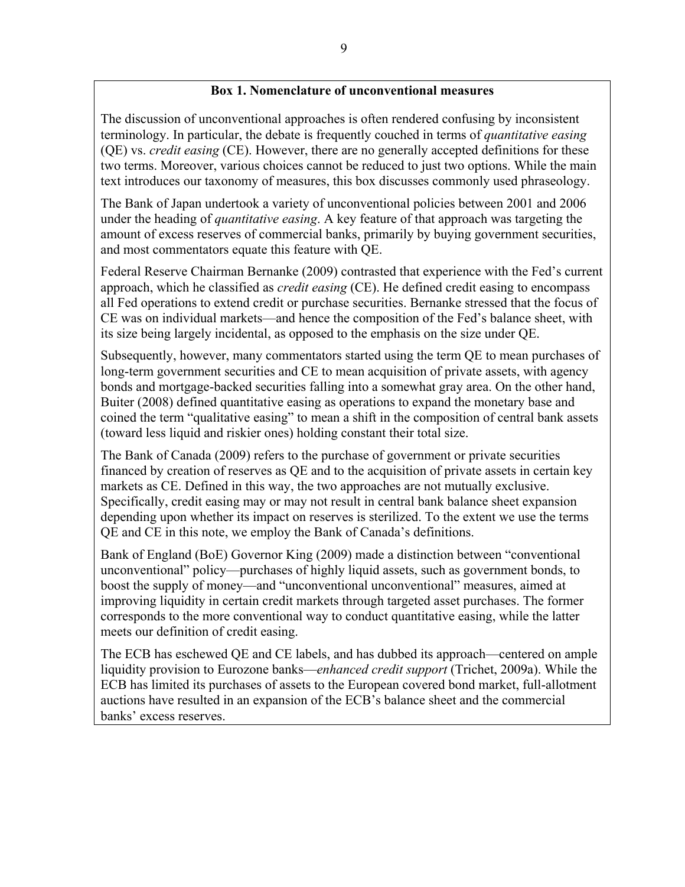### Box 1. Nomenclature of unconventional measures

The discussion of unconventional approaches is often rendered confusing by inconsistent terminology. In particular, the debate is frequently couched in terms of *quantitative easing* (QE) vs. *credit easing* (CE). However, there are no generally accepted definitions for these two terms. Moreover, various choices cannot be reduced to just two options. While the main text introduces our taxonomy of measures, this box discusses commonly used phraseology.

The Bank of Japan undertook a variety of unconventional policies between 2001 and 2006 under the heading of *quantitative easing*. A key feature of that approach was targeting the amount of excess reserves of commercial banks, primarily by buying government securities, and most commentators equate this feature with QE.

Federal Reserve Chairman Bernanke (2009) contrasted that experience with the Fed's current approach, which he classified as *credit easing* (CE). He defined credit easing to encompass all Fed operations to extend credit or purchase securities. Bernanke stressed that the focus of CE was on individual markets—and hence the composition of the Fed's balance sheet, with its size being largely incidental, as opposed to the emphasis on the size under QE.

Subsequently, however, many commentators started using the term QE to mean purchases of long-term government securities and CE to mean acquisition of private assets, with agency bonds and mortgage-backed securities falling into a somewhat gray area. On the other hand, Buiter (2008) defined quantitative easing as operations to expand the monetary base and coined the term "qualitative easing" to mean a shift in the composition of central bank assets (toward less liquid and riskier ones) holding constant their total size.

The Bank of Canada (2009) refers to the purchase of government or private securities financed by creation of reserves as QE and to the acquisition of private assets in certain key markets as CE. Defined in this way, the two approaches are not mutually exclusive. Specifically, credit easing may or may not result in central bank balance sheet expansion depending upon whether its impact on reserves is sterilized. To the extent we use the terms QE and CE in this note, we employ the Bank of Canada's definitions.

Bank of England (BoE) Governor King (2009) made a distinction between "conventional unconventional" policy—purchases of highly liquid assets, such as government bonds, to boost the supply of money—and "unconventional unconventional" measures, aimed at improving liquidity in certain credit markets through targeted asset purchases. The former corresponds to the more conventional way to conduct quantitative easing, while the latter meets our definition of credit easing.

The ECB has eschewed QE and CE labels, and has dubbed its approach—centered on ample liquidity provision to Eurozone banks—*enhanced credit support* (Trichet, 2009a). While the ECB has limited its purchases of assets to the European covered bond market, full-allotment auctions have resulted in an expansion of the ECB's balance sheet and the commercial banks' excess reserves.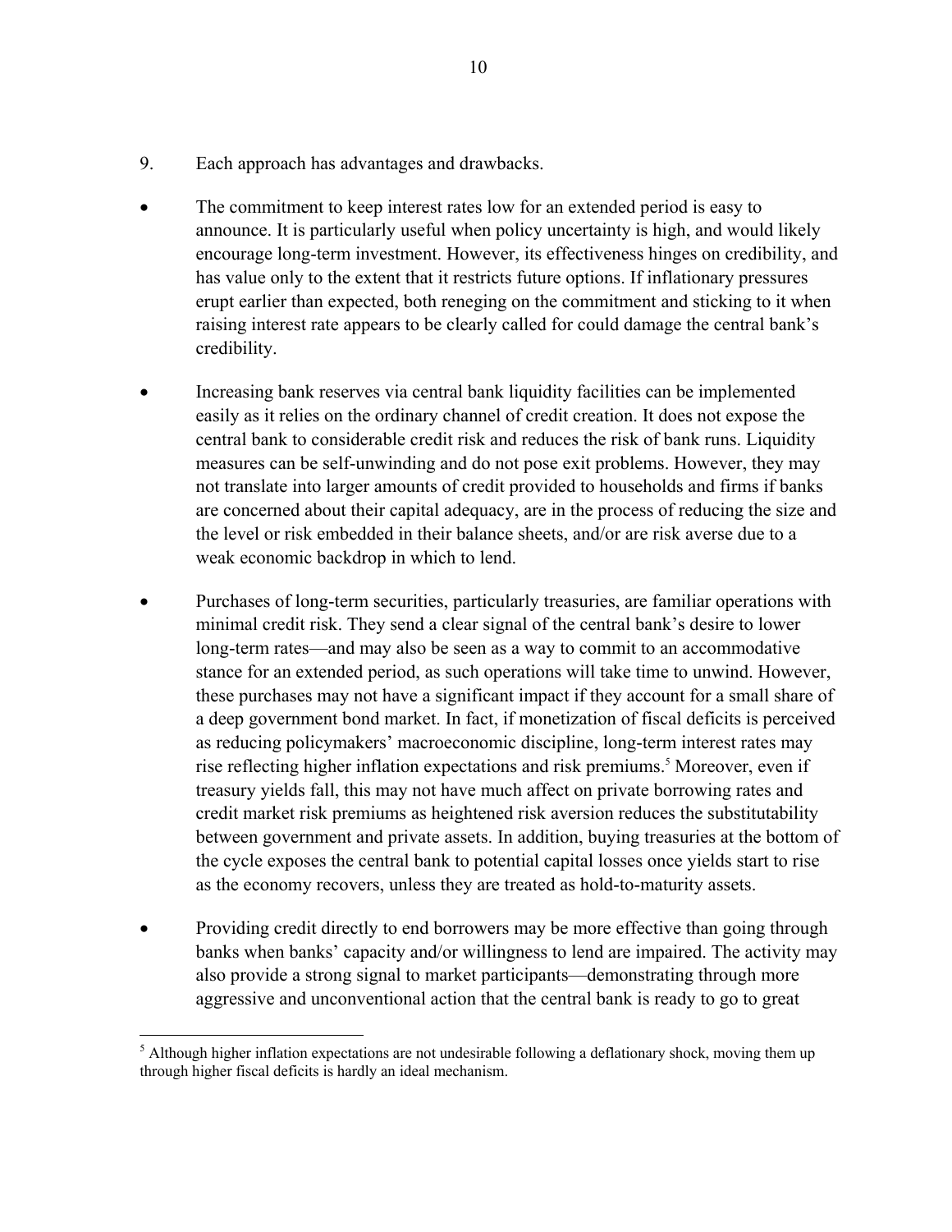9. Each approach has advantages and drawbacks.

- The commitment to keep interest rates low for an extended period is easy to announce. It is particularly useful when policy uncertainty is high, and would likely encourage long-term investment. However, its effectiveness hinges on credibility, and has value only to the extent that it restricts future options. If inflationary pressures erupt earlier than expected, both reneging on the commitment and sticking to it when raising interest rate appears to be clearly called for could damage the central bank's credibility.

- Increasing bank reserves via central bank liquidity facilities can be implemented easily as it relies on the ordinary channel of credit creation. It does not expose the central bank to considerable credit risk and reduces the risk of bank runs. Liquidity measures can be self-unwinding and do not pose exit problems. However, they may not translate into larger amounts of credit provided to households and firms if banks are concerned about their capital adequacy, are in the process of reducing the size and the level or risk embedded in their balance sheets, and/or are risk averse due to a weak economic backdrop in which to lend.

- Purchases of long-term securities, particularly treasuries, are familiar operations with minimal credit risk. They send a clear signal of the central bank's desire to lower long-term rates—and may also be seen as a way to commit to an accommodative stance for an extended period, as such operations will take time to unwind. However, these purchases may not have a significant impact if they account for a small share of a deep government bond market. In fact, if monetization of fiscal deficits is perceived as reducing policymakers' macroeconomic discipline, long-term interest rates may rise reflecting higher inflation expectations and risk premiums.[5] Moreover, even if treasury yields fall, this may not have much affect on private borrowing rates and credit market risk premiums as heightened risk aversion reduces the substitutability between government and private assets. In addition, buying treasuries at the bottom of the cycle exposes the central bank to potential capital losses once yields start to rise as the economy recovers, unless they are treated as hold-to-maturity assets.

- Providing credit directly to end borrowers may be more effective than going through banks when banks' capacity and/or willingness to lend are impaired. The activity may also provide a strong signal to market participants—demonstrating through more aggressive and unconventional action that the central bank is ready to go to great

[5] Although higher inflation expectations are not undesirable following a deflationary shock, moving them up through higher fiscal deficits is hardly an ideal mechanism.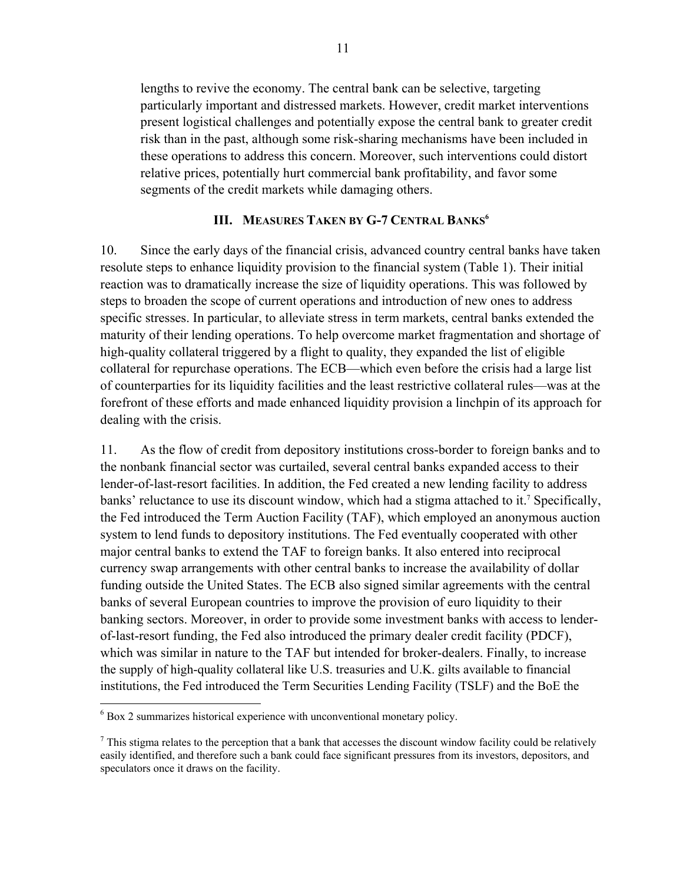lengths to revive the economy. The central bank can be selective, targeting particularly important and distressed markets. However, credit market interventions present logistical challenges and potentially expose the central bank to greater credit risk than in the past, although some risk-sharing mechanisms have been included in these operations to address this concern. Moreover, such interventions could distort relative prices, potentially hurt commercial bank profitability, and favor some segments of the credit markets while damaging others.

## III. Measures Taken by G-7 Central Banks[6]

10. Since the early days of the financial crisis, advanced country central banks have taken resolute steps to enhance liquidity provision to the financial system (Table 1). Their initial reaction was to dramatically increase the size of liquidity operations. This was followed by steps to broaden the scope of current operations and introduction of new ones to address specific stresses. In particular, to alleviate stress in term markets, central banks extended the maturity of their lending operations. To help overcome market fragmentation and shortage of high-quality collateral triggered by a flight to quality, they expanded the list of eligible collateral for repurchase operations. The ECB—which even before the crisis had a large list of counterparties for its liquidity facilities and the least restrictive collateral rules—was at the forefront of these efforts and made enhanced liquidity provision a linchpin of its approach for dealing with the crisis.

11. As the flow of credit from depository institutions cross-border to foreign banks and to the nonbank financial sector was curtailed, several central banks expanded access to their lender-of-last-resort facilities. In addition, the Fed created a new lending facility to address banks' reluctance to use its discount window, which had a stigma attached to it.[7] Specifically, the Fed introduced the Term Auction Facility (TAF), which employed an anonymous auction system to lend funds to depository institutions. The Fed eventually cooperated with other major central banks to extend the TAF to foreign banks. It also entered into reciprocal currency swap arrangements with other central banks to increase the availability of dollar funding outside the United States. The ECB also signed similar agreements with the central banks of several European countries to improve the provision of euro liquidity to their banking sectors. Moreover, in order to provide some investment banks with access to lender-of-last-resort funding, the Fed also introduced the primary dealer credit facility (PDCF), which was similar in nature to the TAF but intended for broker-dealers. Finally, to increase the supply of high-quality collateral like U.S. treasuries and U.K. gilts available to financial institutions, the Fed introduced the Term Securities Lending Facility (TSLF) and the BoE the

[6] Box 2 summarizes historical experience with unconventional monetary policy.

[7] This stigma relates to the perception that a bank that accesses the discount window facility could be relatively easily identified, and therefore such a bank could face significant pressures from its investors, depositors, and speculators once it draws on the facility.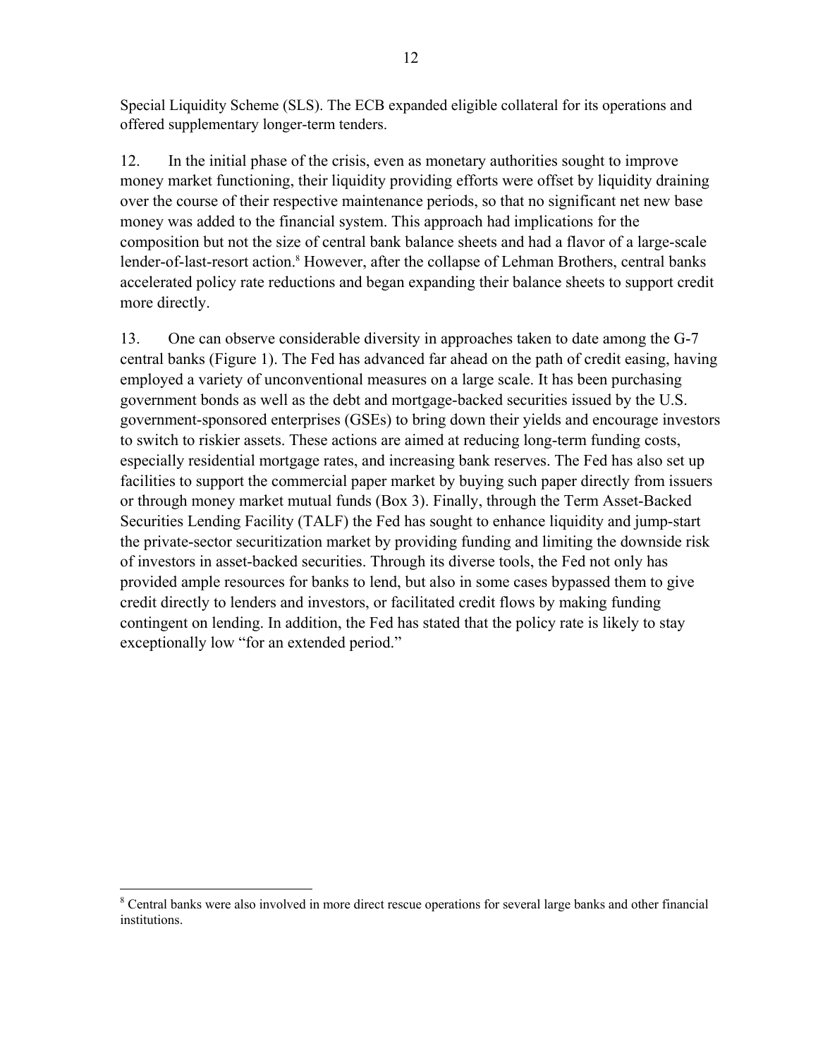Special Liquidity Scheme (SLS). The ECB expanded eligible collateral for its operations and offered supplementary longer-term tenders.

12. In the initial phase of the crisis, even as monetary authorities sought to improve money market functioning, their liquidity providing efforts were offset by liquidity draining over the course of their respective maintenance periods, so that no significant net new base money was added to the financial system. This approach had implications for the composition but not the size of central bank balance sheets and had a flavor of a large-scale lender-of-last-resort action.[8] However, after the collapse of Lehman Brothers, central banks accelerated policy rate reductions and began expanding their balance sheets to support credit more directly.

13. One can observe considerable diversity in approaches taken to date among the G-7 central banks (Figure 1). The Fed has advanced far ahead on the path of credit easing, having employed a variety of unconventional measures on a large scale. It has been purchasing government bonds as well as the debt and mortgage-backed securities issued by the U.S. government-sponsored enterprises (GSEs) to bring down their yields and encourage investors to switch to riskier assets. These actions are aimed at reducing long-term funding costs, especially residential mortgage rates, and increasing bank reserves. The Fed has also set up facilities to support the commercial paper market by buying such paper directly from issuers or through money market mutual funds (Box 3). Finally, through the Term Asset-Backed Securities Lending Facility (TALF) the Fed has sought to enhance liquidity and jump-start the private-sector securitization market by providing funding and limiting the downside risk of investors in asset-backed securities. Through its diverse tools, the Fed not only has provided ample resources for banks to lend, but also in some cases bypassed them to give credit directly to lenders and investors, or facilitated credit flows by making funding contingent on lending. In addition, the Fed has stated that the policy rate is likely to stay exceptionally low "for an extended period."

[8] Central banks were also involved in more direct rescue operations for several large banks and other financial institutions.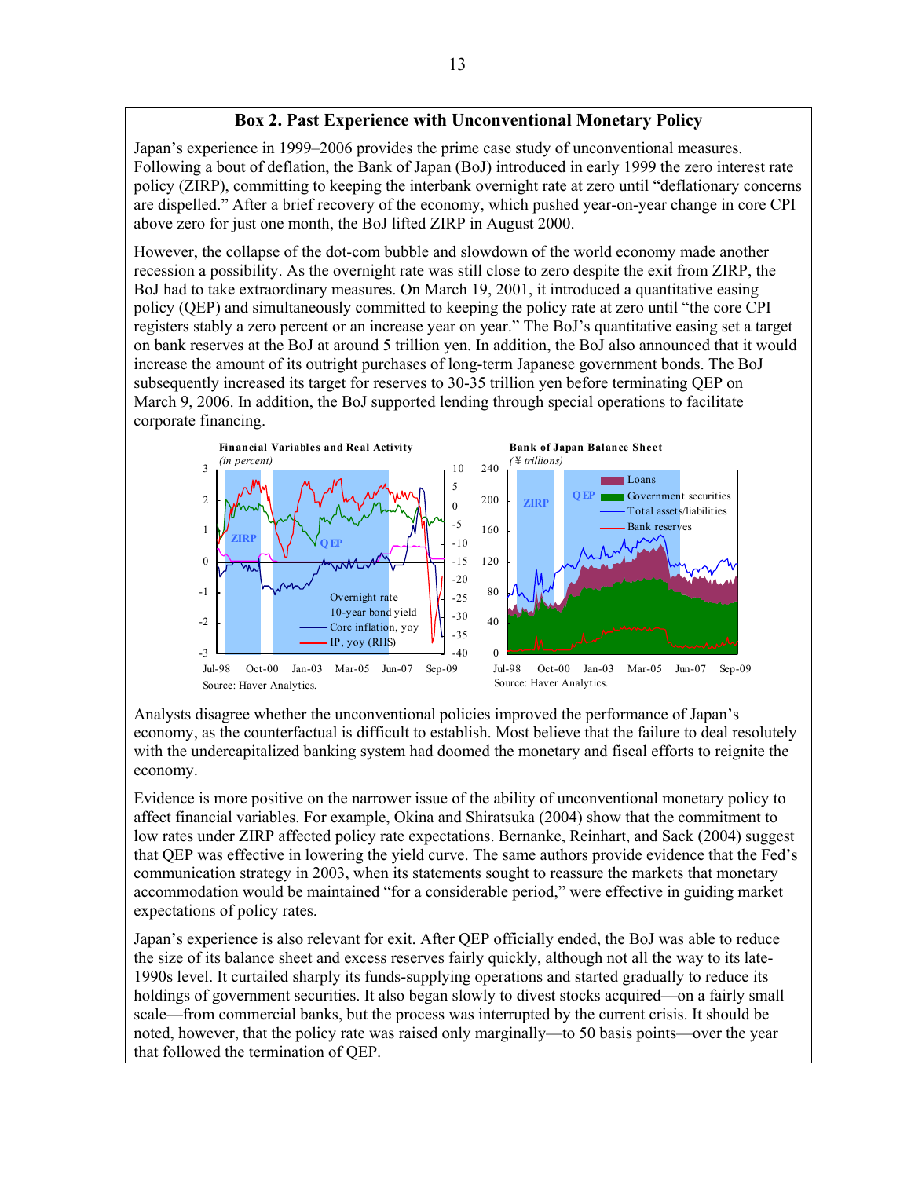## Box 2. Past Experience with Unconventional Monetary Policy

Japan's experience in 1999–2006 provides the prime case study of unconventional measures. Following a bout of deflation, the Bank of Japan (BoJ) introduced in early 1999 the zero interest rate policy (ZIRP), committing to keeping the interbank overnight rate at zero until "deflationary concerns are dispelled." After a brief recovery of the economy, which pushed year-on-year change in core CPI above zero for just one month, the BoJ lifted ZIRP in August 2000.

However, the collapse of the dot-com bubble and slowdown of the world economy made another recession a possibility. As the overnight rate was still close to zero despite the exit from ZIRP, the BoJ had to take extraordinary measures. On March 19, 2001, it introduced a quantitative easing policy (QEP) and simultaneously committed to keeping the policy rate at zero until "the core CPI registers stably a zero percent or an increase year on year." The BoJ's quantitative easing set a target on bank reserves at the BoJ at around 5 trillion yen. In addition, the BoJ also announced that it would increase the amount of its outright purchases of long-term Japanese government bonds. The BoJ subsequently increased its target for reserves to 30-35 trillion yen before terminating QEP on March 9, 2006. In addition, the BoJ supported lending through special operations to facilitate corporate financing.

**Financial Variables and Real Activity**
*(in percent)*

Source: Haver Analytics.

**Bank of Japan Balance Sheet**
*(¥ trillions)*

Source: Haver Analytics.

Analysts disagree whether the unconventional policies improved the performance of Japan's economy, as the counterfactual is difficult to establish. Most believe that the failure to deal resolutely with the undercapitalized banking system had doomed the monetary and fiscal efforts to reignite the economy.

Evidence is more positive on the narrower issue of the ability of unconventional monetary policy to affect financial variables. For example, Okina and Shiratsuka (2004) show that the commitment to low rates under ZIRP affected policy rate expectations. Bernanke, Reinhart, and Sack (2004) suggest that QEP was effective in lowering the yield curve. The same authors provide evidence that the Fed's communication strategy in 2003, when its statements sought to reassure the markets that monetary accommodation would be maintained "for a considerable period," were effective in guiding market expectations of policy rates.

Japan's experience is also relevant for exit. After QEP officially ended, the BoJ was able to reduce the size of its balance sheet and excess reserves fairly quickly, although not all the way to its late-1990s level. It curtailed sharply its funds-supplying operations and started gradually to reduce its holdings of government securities. It also began slowly to divest stocks acquired—on a fairly small scale—from commercial banks, but the process was interrupted by the current crisis. It should be noted, however, that the policy rate was raised only marginally—to 50 basis points—over the year that followed the termination of QEP.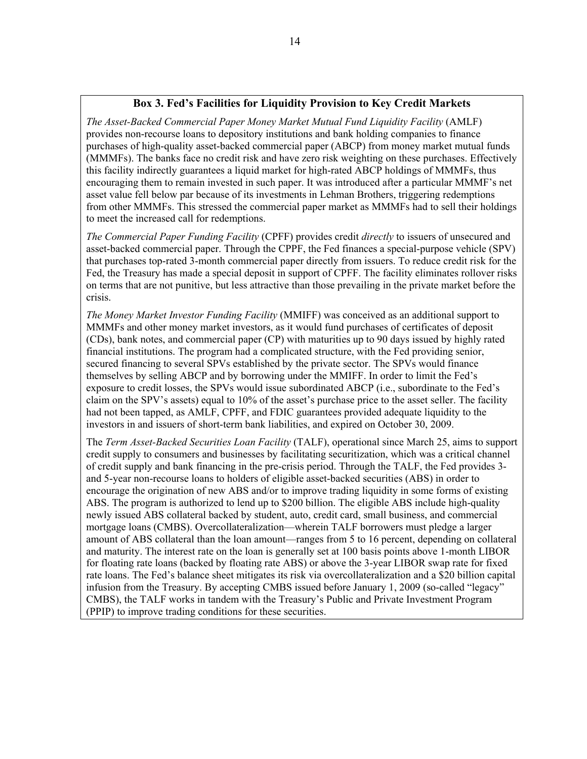### Box 3. Fed's Facilities for Liquidity Provision to Key Credit Markets

*The Asset-Backed Commercial Paper Money Market Mutual Fund Liquidity Facility* (AMLF) provides non-recourse loans to depository institutions and bank holding companies to finance purchases of high-quality asset-backed commercial paper (ABCP) from money market mutual funds (MMMFs). The banks face no credit risk and have zero risk weighting on these purchases. Effectively this facility indirectly guarantees a liquid market for high-rated ABCP holdings of MMMFs, thus encouraging them to remain invested in such paper. It was introduced after a particular MMMF's net asset value fell below par because of its investments in Lehman Brothers, triggering redemptions from other MMMFs. This stressed the commercial paper market as MMMFs had to sell their holdings to meet the increased call for redemptions.

*The Commercial Paper Funding Facility* (CPFF) provides credit *directly* to issuers of unsecured and asset-backed commercial paper. Through the CPPF, the Fed finances a special-purpose vehicle (SPV) that purchases top-rated 3-month commercial paper directly from issuers. To reduce credit risk for the Fed, the Treasury has made a special deposit in support of CPFF. The facility eliminates rollover risks on terms that are not punitive, but less attractive than those prevailing in the private market before the crisis.

*The Money Market Investor Funding Facility* (MMIFF) was conceived as an additional support to MMMFs and other money market investors, as it would fund purchases of certificates of deposit (CDs), bank notes, and commercial paper (CP) with maturities up to 90 days issued by highly rated financial institutions. The program had a complicated structure, with the Fed providing senior, secured financing to several SPVs established by the private sector. The SPVs would finance themselves by selling ABCP and by borrowing under the MMIFF. In order to limit the Fed's exposure to credit losses, the SPVs would issue subordinated ABCP (i.e., subordinate to the Fed's claim on the SPV's assets) equal to 10% of the asset's purchase price to the asset seller. The facility had not been tapped, as AMLF, CPFF, and FDIC guarantees provided adequate liquidity to the investors in and issuers of short-term bank liabilities, and expired on October 30, 2009.

The *Term Asset-Backed Securities Loan Facility* (TALF), operational since March 25, aims to support credit supply to consumers and businesses by facilitating securitization, which was a critical channel of credit supply and bank financing in the pre-crisis period. Through the TALF, the Fed provides 3- and 5-year non-recourse loans to holders of eligible asset-backed securities (ABS) in order to encourage the origination of new ABS and/or to improve trading liquidity in some forms of existing ABS. The program is authorized to lend up to \$200 billion. The eligible ABS include high-quality newly issued ABS collateral backed by student, auto, credit card, small business, and commercial mortgage loans (CMBS). Overcollateralization—wherein TALF borrowers must pledge a larger amount of ABS collateral than the loan amount—ranges from 5 to 16 percent, depending on collateral and maturity. The interest rate on the loan is generally set at 100 basis points above 1-month LIBOR for floating rate loans (backed by floating rate ABS) or above the 3-year LIBOR swap rate for fixed rate loans. The Fed's balance sheet mitigates its risk via overcollateralization and a \$20 billion capital infusion from the Treasury. By accepting CMBS issued before January 1, 2009 (so-called "legacy" CMBS), the TALF works in tandem with the Treasury's Public and Private Investment Program (PPIP) to improve trading conditions for these securities.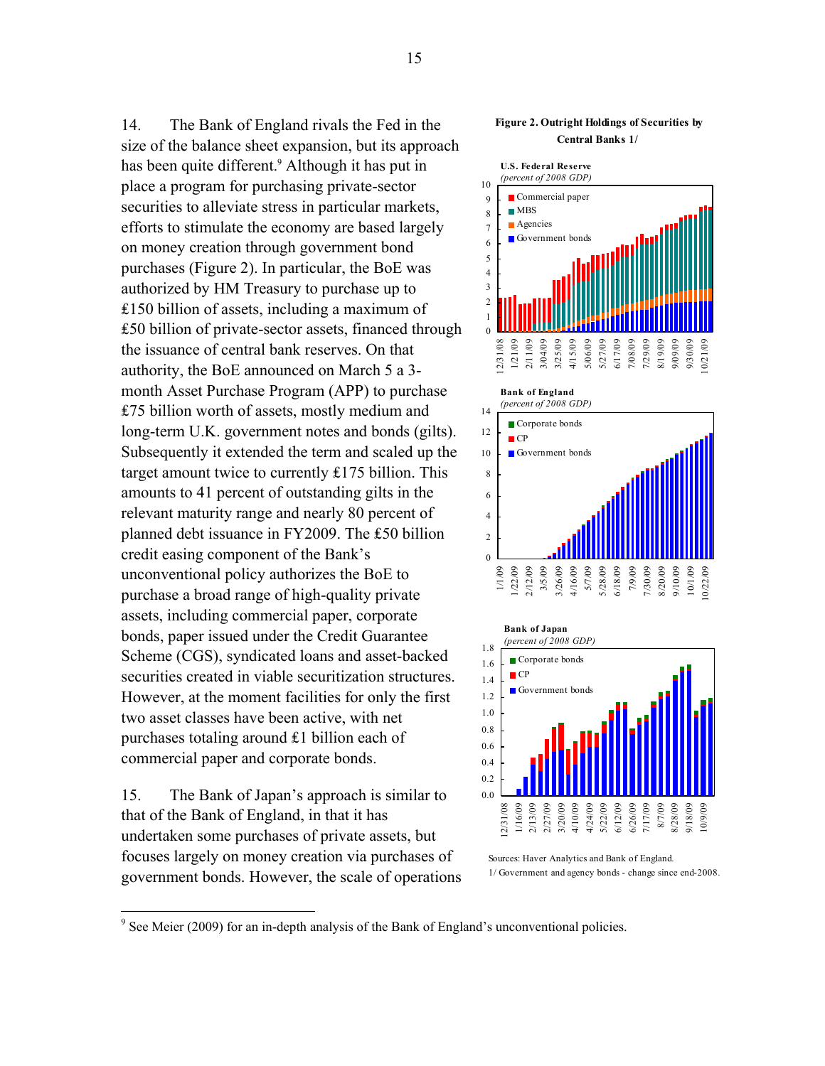14. The Bank of England rivals the Fed in the size of the balance sheet expansion, but its approach has been quite different.[9] Although it has put in place a program for purchasing private-sector securities to alleviate stress in particular markets, efforts to stimulate the economy are based largely on money creation through government bond purchases (Figure 2). In particular, the BoE was authorized by HM Treasury to purchase up to £150 billion of assets, including a maximum of £50 billion of private-sector assets, financed through the issuance of central bank reserves. On that authority, the BoE announced on March 5 a 3-month Asset Purchase Program (APP) to purchase £75 billion worth of assets, mostly medium and long-term U.K. government notes and bonds (gilts). Subsequently it extended the term and scaled up the target amount twice to currently £175 billion. This amounts to 41 percent of outstanding gilts in the relevant maturity range and nearly 80 percent of planned debt issuance in FY2009. The £50 billion credit easing component of the Bank's unconventional policy authorizes the BoE to purchase a broad range of high-quality private assets, including commercial paper, corporate bonds, paper issued under the Credit Guarantee Scheme (CGS), syndicated loans and asset-backed securities created in viable securitization structures. However, at the moment facilities for only the first two asset classes have been active, with net purchases totaling around £1 billion each of commercial paper and corporate bonds.

15. The Bank of Japan's approach is similar to that of the Bank of England, in that it has undertaken some purchases of private assets, but focuses largely on money creation via purchases of government bonds. However, the scale of operations

**Figure 2. Outright Holdings of Securities by Central Banks 1/**

Sources: Haver Analytics and Bank of England.

1/ Government and agency bonds - change since end-2008.

[9] See Meier (2009) for an in-depth analysis of the Bank of England's unconventional policies.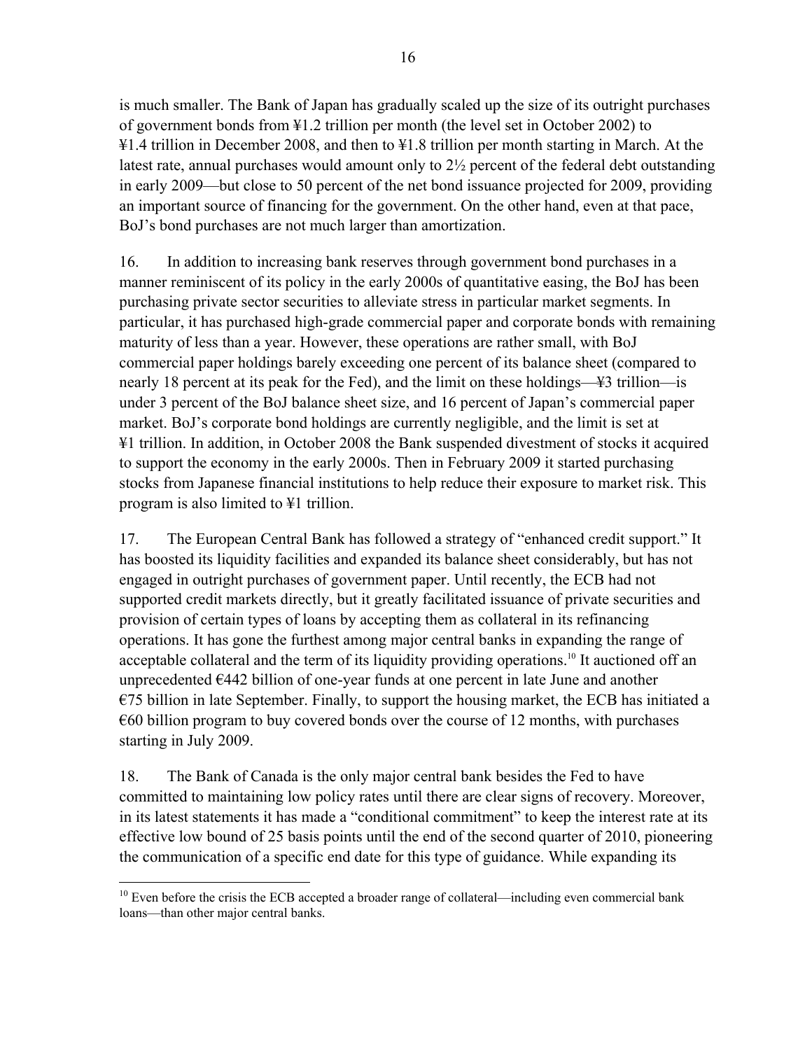is much smaller. The Bank of Japan has gradually scaled up the size of its outright purchases of government bonds from ¥1.2 trillion per month (the level set in October 2002) to ¥1.4 trillion in December 2008, and then to ¥1.8 trillion per month starting in March. At the latest rate, annual purchases would amount only to 2½ percent of the federal debt outstanding in early 2009—but close to 50 percent of the net bond issuance projected for 2009, providing an important source of financing for the government. On the other hand, even at that pace, BoJ's bond purchases are not much larger than amortization.

16. In addition to increasing bank reserves through government bond purchases in a manner reminiscent of its policy in the early 2000s of quantitative easing, the BoJ has been purchasing private sector securities to alleviate stress in particular market segments. In particular, it has purchased high-grade commercial paper and corporate bonds with remaining maturity of less than a year. However, these operations are rather small, with BoJ commercial paper holdings barely exceeding one percent of its balance sheet (compared to nearly 18 percent at its peak for the Fed), and the limit on these holdings—¥3 trillion—is under 3 percent of the BoJ balance sheet size, and 16 percent of Japan's commercial paper market. BoJ's corporate bond holdings are currently negligible, and the limit is set at ¥1 trillion. In addition, in October 2008 the Bank suspended divestment of stocks it acquired to support the economy in the early 2000s. Then in February 2009 it started purchasing stocks from Japanese financial institutions to help reduce their exposure to market risk. This program is also limited to ¥1 trillion.

17. The European Central Bank has followed a strategy of "enhanced credit support." It has boosted its liquidity facilities and expanded its balance sheet considerably, but has not engaged in outright purchases of government paper. Until recently, the ECB had not supported credit markets directly, but it greatly facilitated issuance of private securities and provision of certain types of loans by accepting them as collateral in its refinancing operations. It has gone the furthest among major central banks in expanding the range of acceptable collateral and the term of its liquidity providing operations.[10] It auctioned off an unprecedented €442 billion of one-year funds at one percent in late June and another €75 billion in late September. Finally, to support the housing market, the ECB has initiated a €60 billion program to buy covered bonds over the course of 12 months, with purchases starting in July 2009.

18. The Bank of Canada is the only major central bank besides the Fed to have committed to maintaining low policy rates until there are clear signs of recovery. Moreover, in its latest statements it has made a "conditional commitment" to keep the interest rate at its effective low bound of 25 basis points until the end of the second quarter of 2010, pioneering the communication of a specific end date for this type of guidance. While expanding its

---

[10] Even before the crisis the ECB accepted a broader range of collateral—including even commercial bank loans—than other major central banks.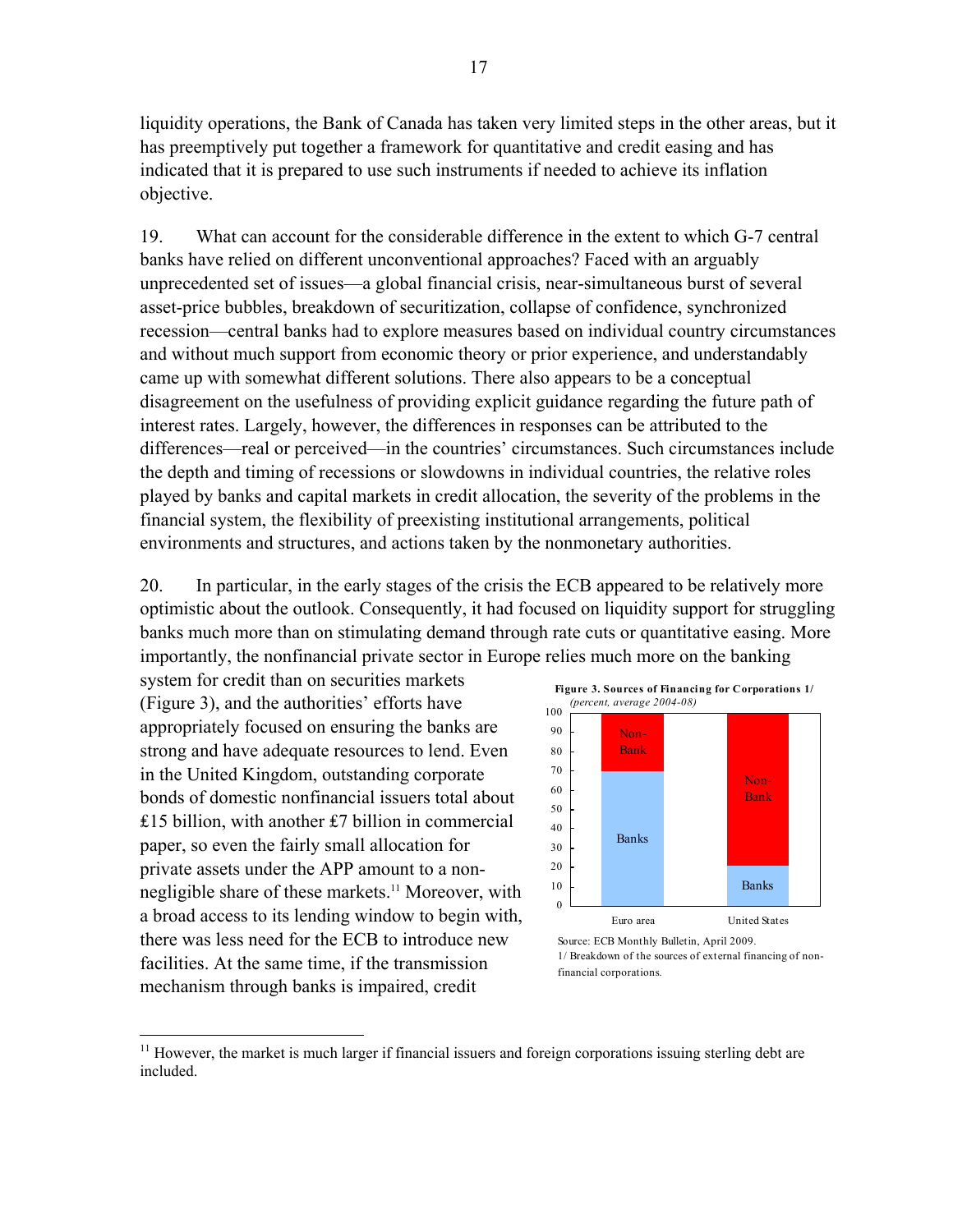liquidity operations, the Bank of Canada has taken very limited steps in the other areas, but it has preemptively put together a framework for quantitative and credit easing and has indicated that it is prepared to use such instruments if needed to achieve its inflation objective.

19. What can account for the considerable difference in the extent to which G-7 central banks have relied on different unconventional approaches? Faced with an arguably unprecedented set of issues—a global financial crisis, near-simultaneous burst of several asset-price bubbles, breakdown of securitization, collapse of confidence, synchronized recession—central banks had to explore measures based on individual country circumstances and without much support from economic theory or prior experience, and understandably came up with somewhat different solutions. There also appears to be a conceptual disagreement on the usefulness of providing explicit guidance regarding the future path of interest rates. Largely, however, the differences in responses can be attributed to the differences—real or perceived—in the countries' circumstances. Such circumstances include the depth and timing of recessions or slowdowns in individual countries, the relative roles played by banks and capital markets in credit allocation, the severity of the problems in the financial system, the flexibility of preexisting institutional arrangements, political environments and structures, and actions taken by the nonmonetary authorities.

20. In particular, in the early stages of the crisis the ECB appeared to be relatively more optimistic about the outlook. Consequently, it had focused on liquidity support for struggling banks much more than on stimulating demand through rate cuts or quantitative easing. More importantly, the nonfinancial private sector in Europe relies much more on the banking system for credit than on securities markets (Figure 3), and the authorities' efforts have appropriately focused on ensuring the banks are strong and have adequate resources to lend. Even in the United Kingdom, outstanding corporate bonds of domestic nonfinancial issuers total about ₤15 billion, with another ₤7 billion in commercial paper, so even the fairly small allocation for private assets under the APP amount to a non-negligible share of these markets.[11] Moreover, with a broad access to its lending window to begin with, there was less need for the ECB to introduce new facilities. At the same time, if the transmission mechanism through banks is impaired, credit

**Figure 3. Sources of Financing for Corporations 1/**
*(percent, average 2004-08)*

| | Banks | Non-Bank |
|---|---|---|
| Euro area | ~70 | ~30 |
| United States | ~20 | ~80 |

Source: ECB Monthly Bulletin, April 2009.
1/ Breakdown of the sources of external financing of non-financial corporations.

[11] However, the market is much larger if financial issuers and foreign corporations issuing sterling debt are included.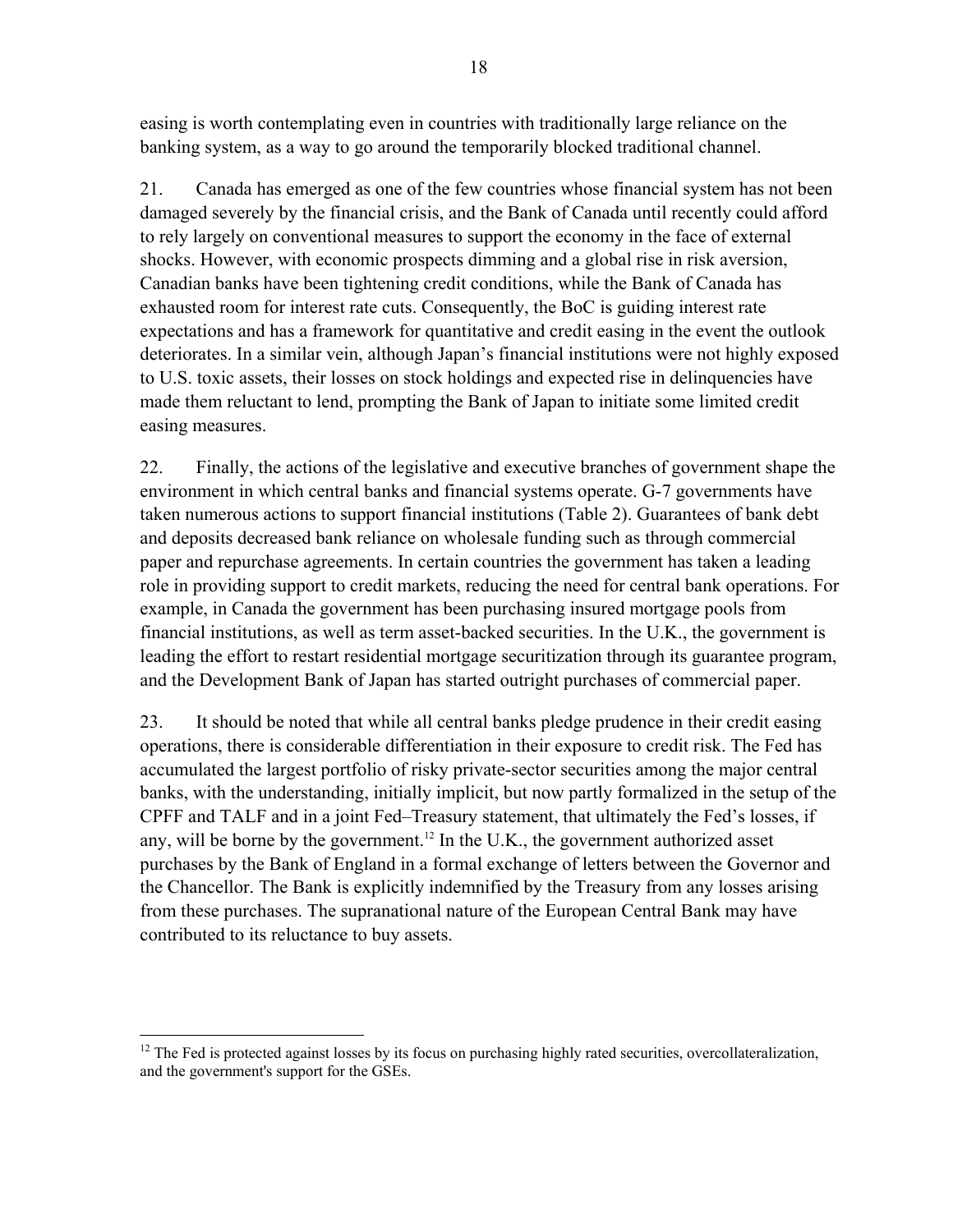easing is worth contemplating even in countries with traditionally large reliance on the banking system, as a way to go around the temporarily blocked traditional channel.

21. Canada has emerged as one of the few countries whose financial system has not been damaged severely by the financial crisis, and the Bank of Canada until recently could afford to rely largely on conventional measures to support the economy in the face of external shocks. However, with economic prospects dimming and a global rise in risk aversion, Canadian banks have been tightening credit conditions, while the Bank of Canada has exhausted room for interest rate cuts. Consequently, the BoC is guiding interest rate expectations and has a framework for quantitative and credit easing in the event the outlook deteriorates. In a similar vein, although Japan's financial institutions were not highly exposed to U.S. toxic assets, their losses on stock holdings and expected rise in delinquencies have made them reluctant to lend, prompting the Bank of Japan to initiate some limited credit easing measures.

22. Finally, the actions of the legislative and executive branches of government shape the environment in which central banks and financial systems operate. G-7 governments have taken numerous actions to support financial institutions (Table 2). Guarantees of bank debt and deposits decreased bank reliance on wholesale funding such as through commercial paper and repurchase agreements. In certain countries the government has taken a leading role in providing support to credit markets, reducing the need for central bank operations. For example, in Canada the government has been purchasing insured mortgage pools from financial institutions, as well as term asset-backed securities. In the U.K., the government is leading the effort to restart residential mortgage securitization through its guarantee program, and the Development Bank of Japan has started outright purchases of commercial paper.

23. It should be noted that while all central banks pledge prudence in their credit easing operations, there is considerable differentiation in their exposure to credit risk. The Fed has accumulated the largest portfolio of risky private-sector securities among the major central banks, with the understanding, initially implicit, but now partly formalized in the setup of the CPFF and TALF and in a joint Fed–Treasury statement, that ultimately the Fed's losses, if any, will be borne by the government.[12] In the U.K., the government authorized asset purchases by the Bank of England in a formal exchange of letters between the Governor and the Chancellor. The Bank is explicitly indemnified by the Treasury from any losses arising from these purchases. The supranational nature of the European Central Bank may have contributed to its reluctance to buy assets.

---

[12] The Fed is protected against losses by its focus on purchasing highly rated securities, overcollateralization, and the government's support for the GSEs.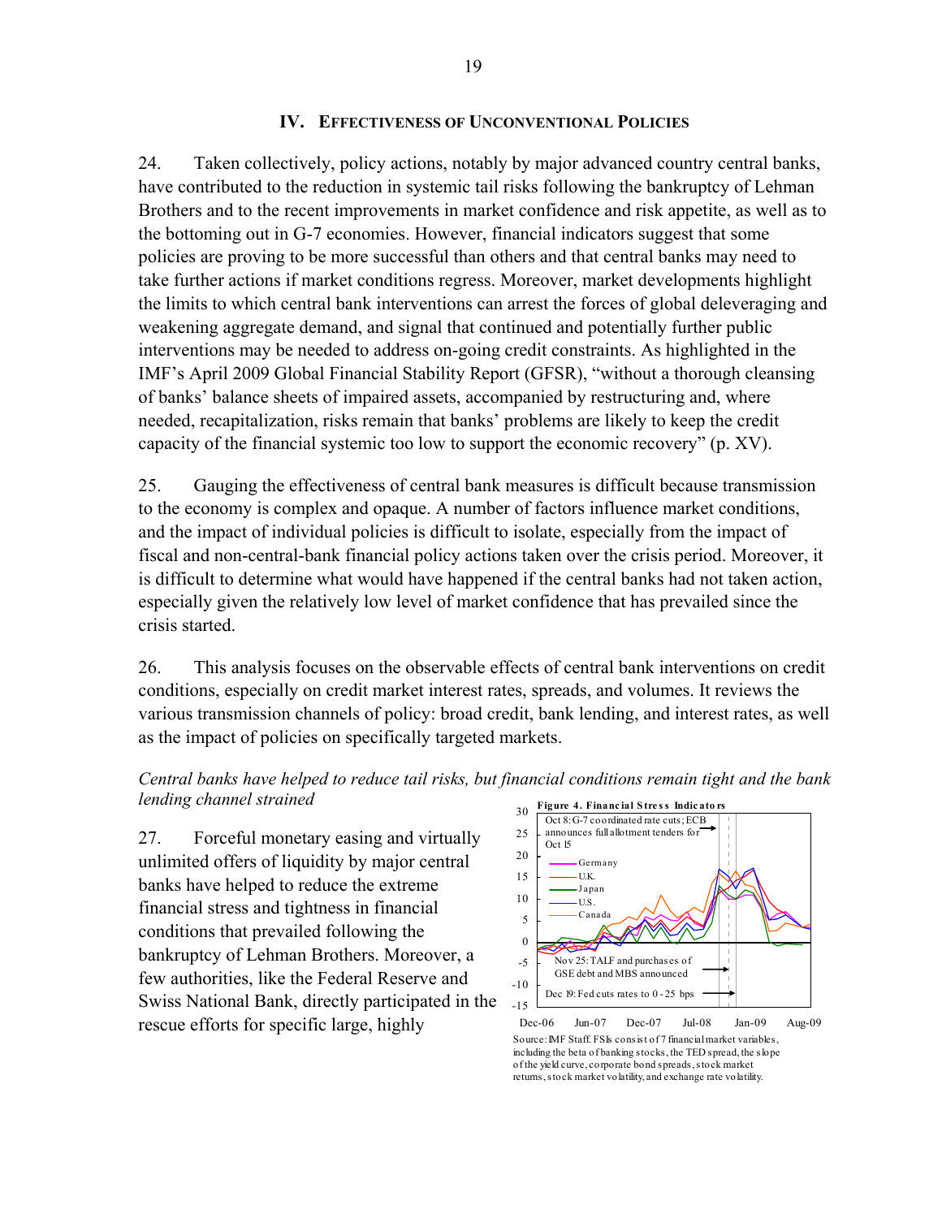## IV. Effectiveness of Unconventional Policies

24. Taken collectively, policy actions, notably by major advanced country central banks, have contributed to the reduction in systemic tail risks following the bankruptcy of Lehman Brothers and to the recent improvements in market confidence and risk appetite, as well as to the bottoming out in G-7 economies. However, financial indicators suggest that some policies are proving to be more successful than others and that central banks may need to take further actions if market conditions regress. Moreover, market developments highlight the limits to which central bank interventions can arrest the forces of global deleveraging and weakening aggregate demand, and signal that continued and potentially further public interventions may be needed to address on-going credit constraints. As highlighted in the IMF's April 2009 Global Financial Stability Report (GFSR), "without a thorough cleansing of banks' balance sheets of impaired assets, accompanied by restructuring and, where needed, recapitalization, risks remain that banks' problems are likely to keep the credit capacity of the financial systemic too low to support the economic recovery" (p. XV).

25. Gauging the effectiveness of central bank measures is difficult because transmission to the economy is complex and opaque. A number of factors influence market conditions, and the impact of individual policies is difficult to isolate, especially from the impact of fiscal and non-central-bank financial policy actions taken over the crisis period. Moreover, it is difficult to determine what would have happened if the central banks had not taken action, especially given the relatively low level of market confidence that has prevailed since the crisis started.

26. This analysis focuses on the observable effects of central bank interventions on credit conditions, especially on credit market interest rates, spreads, and volumes. It reviews the various transmission channels of policy: broad credit, bank lending, and interest rates, as well as the impact of policies on specifically targeted markets.

*Central banks have helped to reduce tail risks, but financial conditions remain tight and the bank lending channel strained*

27. Forceful monetary easing and virtually unlimited offers of liquidity by major central banks have helped to reduce the extreme financial stress and tightness in financial conditions that prevailed following the bankruptcy of Lehman Brothers. Moreover, a few authorities, like the Federal Reserve and Swiss National Bank, directly participated in the rescue efforts for specific large, highly

**Figure 4. Financial Stress Indicators**

Source: IMF Staff. FSIs consist of 7 financial market variables, including the beta of banking stocks, the TED spread, the slope of the yield curve, corporate bond spreads, stock market returns, stock market volatility, and exchange rate volatility.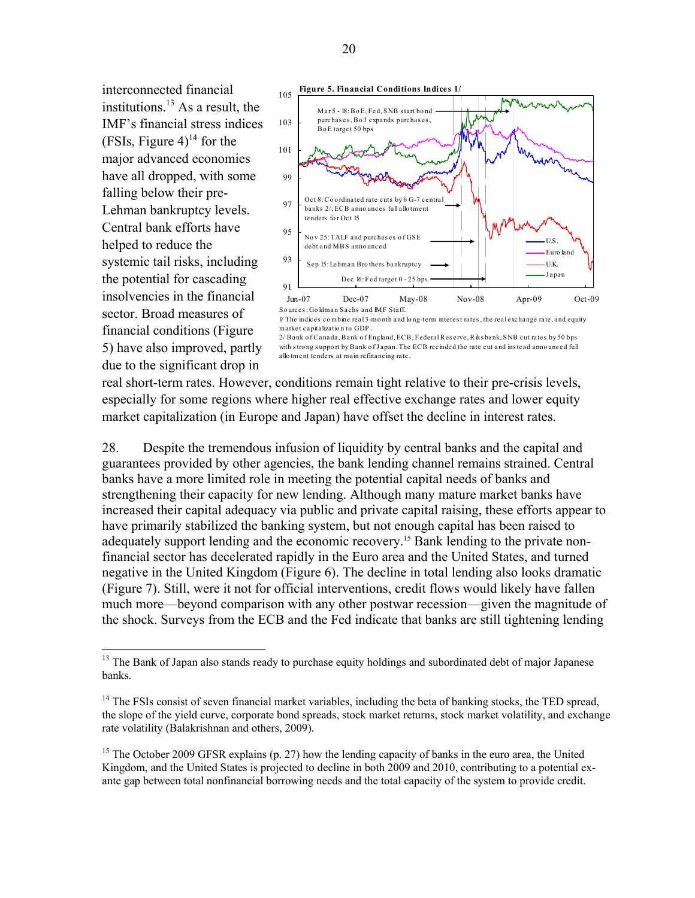interconnected financial institutions.[13] As a result, the IMF's financial stress indices (FSIs, Figure 4)[14] for the major advanced economies have all dropped, with some falling below their pre-Lehman bankruptcy levels. Central bank efforts have helped to reduce the systemic tail risks, including the potential for cascading insolvencies in the financial sector. Broad measures of financial conditions (Figure 5) have also improved, partly due to the significant drop in real short-term rates. However, conditions remain tight relative to their pre-crisis levels, especially for some regions where higher real effective exchange rates and lower equity market capitalization (in Europe and Japan) have offset the decline in interest rates.

**Figure 5. Financial Conditions Indices 1/**

Sources: Goldman Sachs and IMF Staff.

1/ The indices combine real 3-month and long-term interest rates, the real exchange rate, and equity market capitalization to GDP.

2/ Bank of Canada, Bank of England, ECB, Federal Reserve, Riksbank, SNB cut rates by 50 bps with strong support by Bank of Japan. The ECB recinded the rate cut and instead announced full allotment tenders at main refinancing rate.

28. Despite the tremendous infusion of liquidity by central banks and the capital and guarantees provided by other agencies, the bank lending channel remains strained. Central banks have a more limited role in meeting the potential capital needs of banks and strengthening their capacity for new lending. Although many mature market banks have increased their capital adequacy via public and private capital raising, these efforts appear to have primarily stabilized the banking system, but not enough capital has been raised to adequately support lending and the economic recovery.[15] Bank lending to the private non-financial sector has decelerated rapidly in the Euro area and the United States, and turned negative in the United Kingdom (Figure 6). The decline in total lending also looks dramatic (Figure 7). Still, were it not for official interventions, credit flows would likely have fallen much more—beyond comparison with any other postwar recession—given the magnitude of the shock. Surveys from the ECB and the Fed indicate that banks are still tightening lending

---

[13] The Bank of Japan also stands ready to purchase equity holdings and subordinated debt of major Japanese banks.

[14] The FSIs consist of seven financial market variables, including the beta of banking stocks, the TED spread, the slope of the yield curve, corporate bond spreads, stock market returns, stock market volatility, and exchange rate volatility (Balakrishnan and others, 2009).

[15] The October 2009 GFSR explains (p. 27) how the lending capacity of banks in the euro area, the United Kingdom, and the United States is projected to decline in both 2009 and 2010, contributing to a potential ex-ante gap between total nonfinancial borrowing needs and the total capacity of the system to provide credit.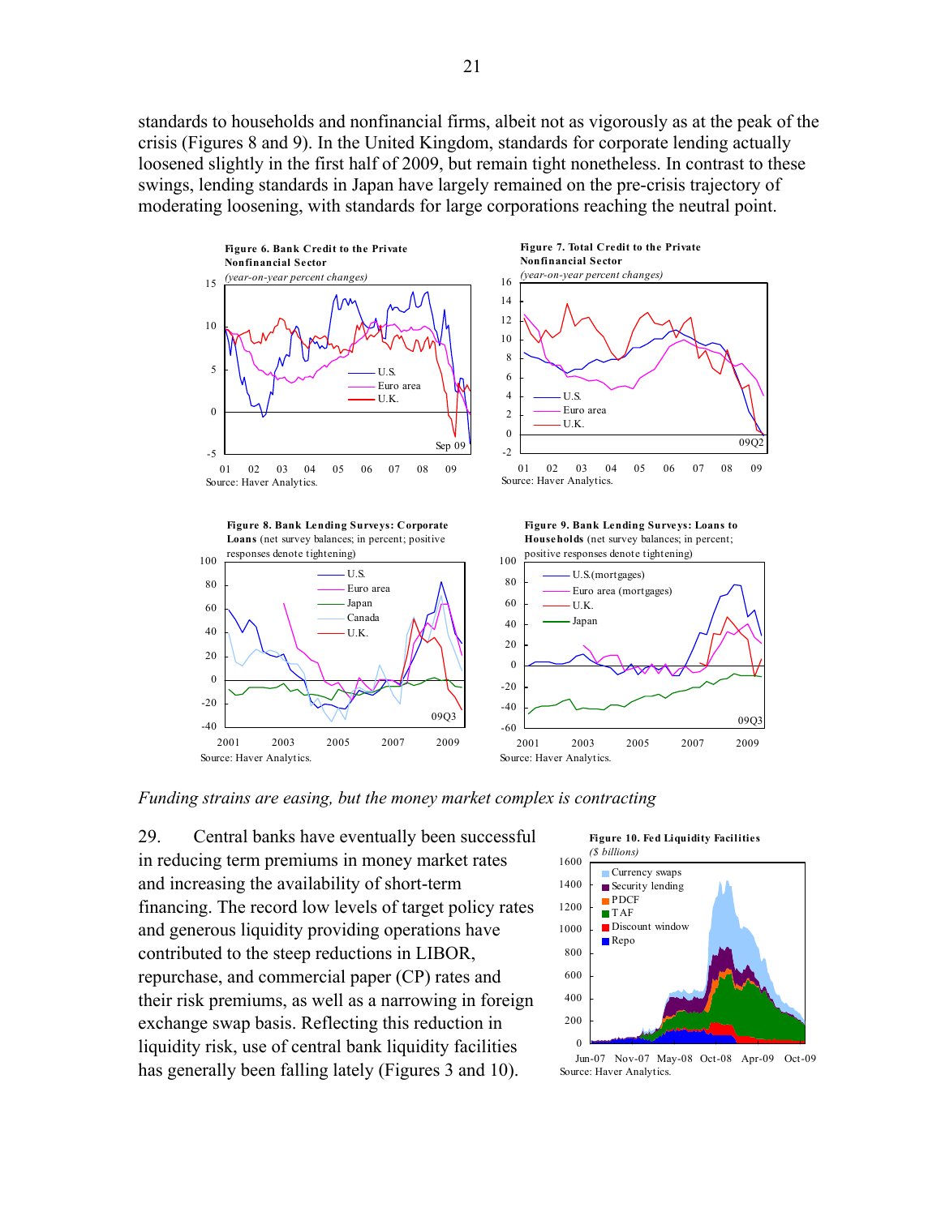standards to households and nonfinancial firms, albeit not as vigorously as at the peak of the crisis (Figures 8 and 9). In the United Kingdom, standards for corporate lending actually loosened slightly in the first half of 2009, but remain tight nonetheless. In contrast to these swings, lending standards in Japan have largely remained on the pre-crisis trajectory of moderating loosening, with standards for large corporations reaching the neutral point.

**Figure 6. Bank Credit to the Private Nonfinancial Sector**
*(year-on-year percent changes)*

Source: Haver Analytics.

**Figure 7. Total Credit to the Private Nonfinancial Sector**
*(year-on-year percent changes)*

Source: Haver Analytics.

**Figure 8. Bank Lending Surveys: Corporate Loans** (net survey balances; in percent; positive responses denote tightening)

Source: Haver Analytics.

**Figure 9. Bank Lending Surveys: Loans to Households** (net survey balances; in percent; positive responses denote tightening)

Source: Haver Analytics.

*Funding strains are easing, but the money market complex is contracting*

29. Central banks have eventually been successful in reducing term premiums in money market rates and increasing the availability of short-term financing. The record low levels of target policy rates and generous liquidity providing operations have contributed to the steep reductions in LIBOR, repurchase, and commercial paper (CP) rates and their risk premiums, as well as a narrowing in foreign exchange swap basis. Reflecting this reduction in liquidity risk, use of central bank liquidity facilities has generally been falling lately (Figures 3 and 10).

**Figure 10. Fed Liquidity Facilities**
*($ billions)*

Source: Haver Analytics.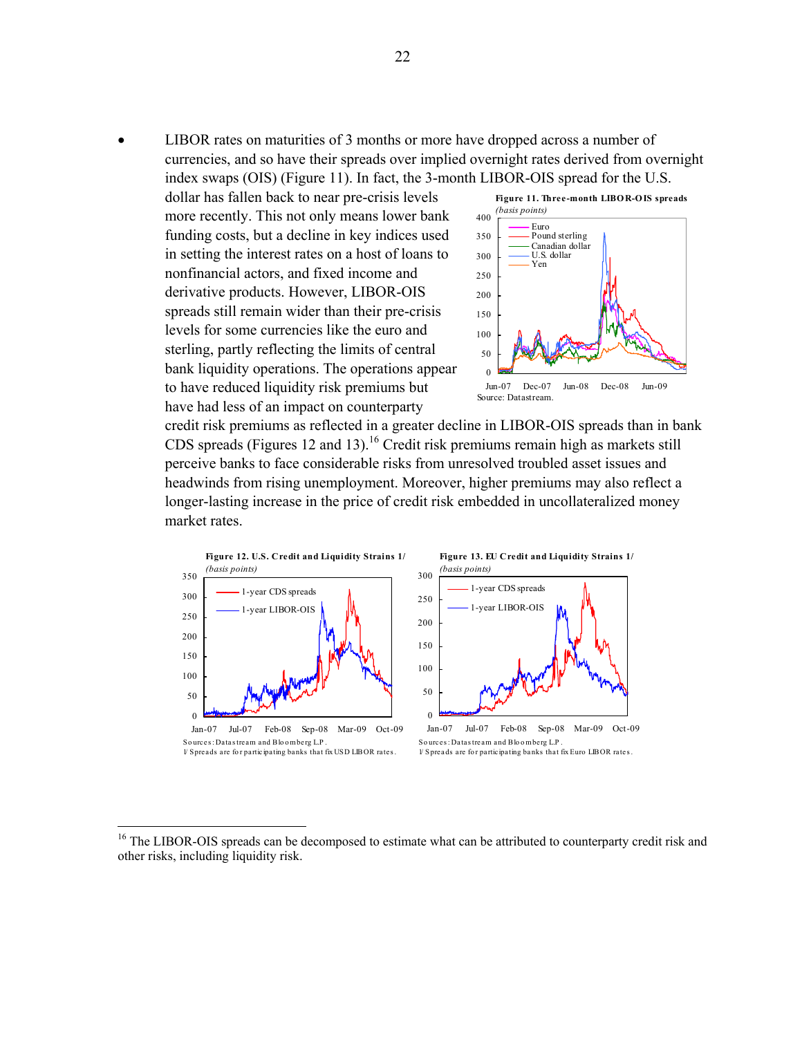- LIBOR rates on maturities of 3 months or more have dropped across a number of currencies, and so have their spreads over implied overnight rates derived from overnight index swaps (OIS) (Figure 11). In fact, the 3-month LIBOR-OIS spread for the U.S. dollar has fallen back to near pre-crisis levels more recently. This not only means lower bank funding costs, but a decline in key indices used in setting the interest rates on a host of loans to nonfinancial actors, and fixed income and derivative products. However, LIBOR-OIS spreads still remain wider than their pre-crisis levels for some currencies like the euro and sterling, partly reflecting the limits of central bank liquidity operations. The operations appear to have reduced liquidity risk premiums but have had less of an impact on counterparty credit risk premiums as reflected in a greater decline in LIBOR-OIS spreads than in bank CDS spreads (Figures 12 and 13).[16] Credit risk premiums remain high as markets still perceive banks to face considerable risks from unresolved troubled asset issues and headwinds from rising unemployment. Moreover, higher premiums may also reflect a longer-lasting increase in the price of credit risk embedded in uncollateralized money market rates.

**Figure 11. Three-month LIBOR-OIS spreads**
*(basis points)*

Source: Datastream.

**Figure 12. U.S. Credit and Liquidity Strains 1/**
*(basis points)*

Sources: Datastream and Bloomberg L.P.
1/ Spreads are for participating banks that fix USD LIBOR rates.

**Figure 13. EU Credit and Liquidity Strains 1/**
*(basis points)*

Sources: Datastream and Bloomberg L.P.
1/ Spreads are for participating banks that fix Euro LIBOR rates.

---

[16] The LIBOR-OIS spreads can be decomposed to estimate what can be attributed to counterparty credit risk and other risks, including liquidity risk.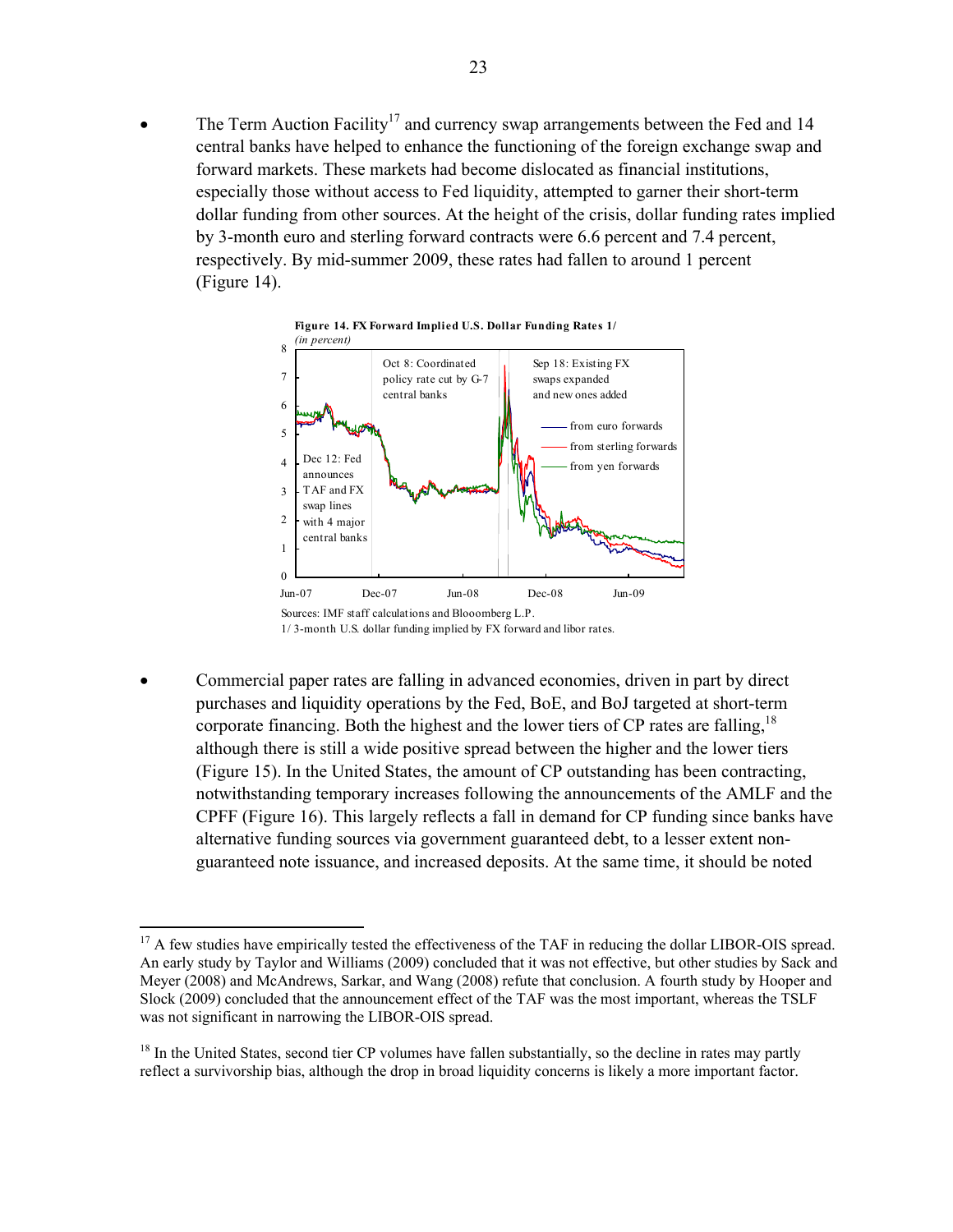- The Term Auction Facility[17] and currency swap arrangements between the Fed and 14 central banks have helped to enhance the functioning of the foreign exchange swap and forward markets. These markets had become dislocated as financial institutions, especially those without access to Fed liquidity, attempted to garner their short-term dollar funding from other sources. At the height of the crisis, dollar funding rates implied by 3-month euro and sterling forward contracts were 6.6 percent and 7.4 percent, respectively. By mid-summer 2009, these rates had fallen to around 1 percent (Figure 14).

**Figure 14. FX Forward Implied U.S. Dollar Funding Rates 1/**
*(in percent)*

Sources: IMF staff calculations and Blooomberg L.P.
1/ 3-month U.S. dollar funding implied by FX forward and libor rates.

- Commercial paper rates are falling in advanced economies, driven in part by direct purchases and liquidity operations by the Fed, BoE, and BoJ targeted at short-term corporate financing. Both the highest and the lower tiers of CP rates are falling,[18] although there is still a wide positive spread between the higher and the lower tiers (Figure 15). In the United States, the amount of CP outstanding has been contracting, notwithstanding temporary increases following the announcements of the AMLF and the CPFF (Figure 16). This largely reflects a fall in demand for CP funding since banks have alternative funding sources via government guaranteed debt, to a lesser extent non-guaranteed note issuance, and increased deposits. At the same time, it should be noted

---

[17] A few studies have empirically tested the effectiveness of the TAF in reducing the dollar LIBOR-OIS spread. An early study by Taylor and Williams (2009) concluded that it was not effective, but other studies by Sack and Meyer (2008) and McAndrews, Sarkar, and Wang (2008) refute that conclusion. A fourth study by Hooper and Slock (2009) concluded that the announcement effect of the TAF was the most important, whereas the TSLF was not significant in narrowing the LIBOR-OIS spread.

[18] In the United States, second tier CP volumes have fallen substantially, so the decline in rates may partly reflect a survivorship bias, although the drop in broad liquidity concerns is likely a more important factor.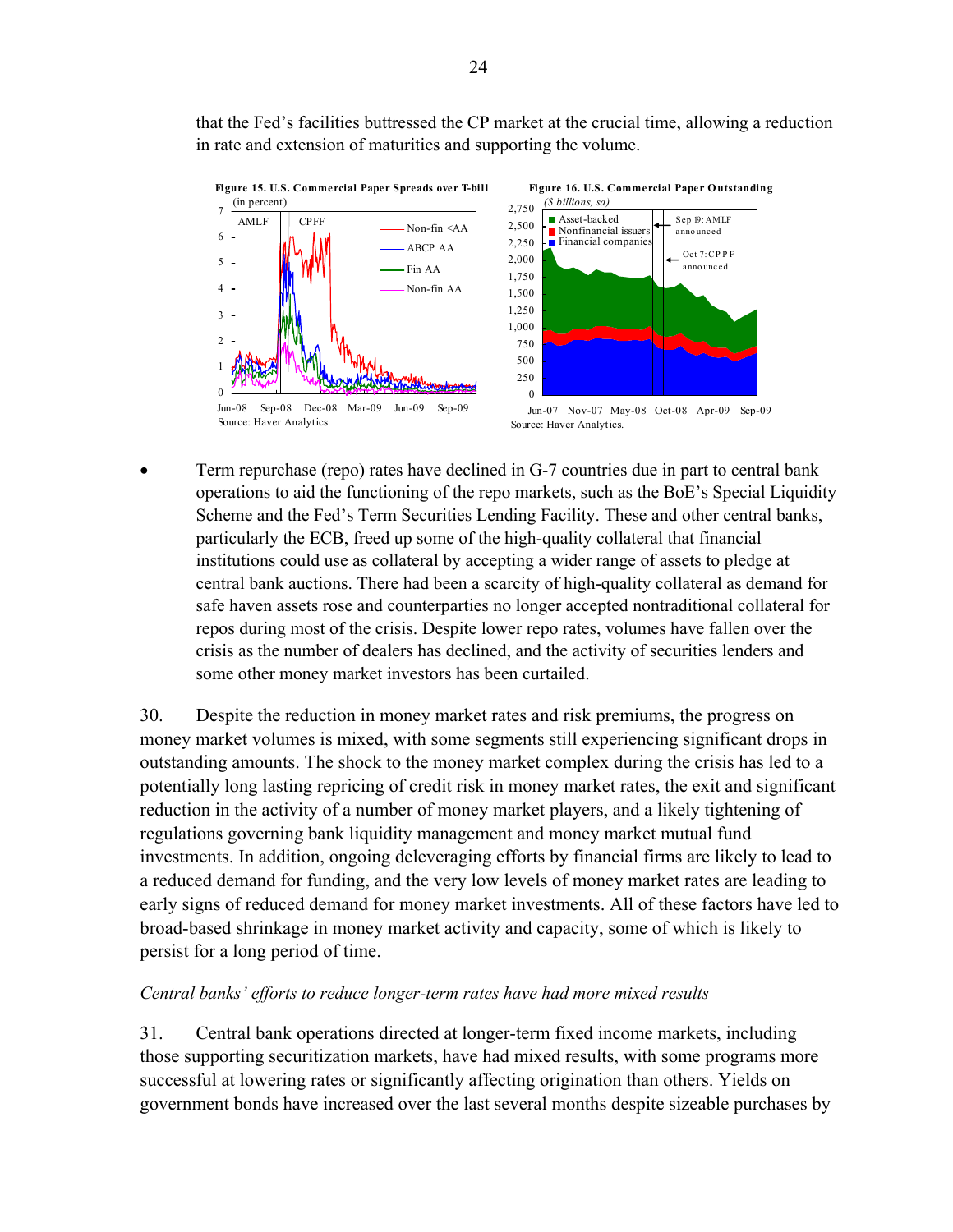that the Fed's facilities buttressed the CP market at the crucial time, allowing a reduction in rate and extension of maturities and supporting the volume.

**Figure 15. U.S. Commercial Paper Spreads over T-bill**
(in percent)

Source: Haver Analytics.

**Figure 16. U.S. Commercial Paper Outstanding**
($ billions, sa)

Source: Haver Analytics.

- Term repurchase (repo) rates have declined in G-7 countries due in part to central bank operations to aid the functioning of the repo markets, such as the BoE's Special Liquidity Scheme and the Fed's Term Securities Lending Facility. These and other central banks, particularly the ECB, freed up some of the high-quality collateral that financial institutions could use as collateral by accepting a wider range of assets to pledge at central bank auctions. There had been a scarcity of high-quality collateral as demand for safe haven assets rose and counterparties no longer accepted nontraditional collateral for repos during most of the crisis. Despite lower repo rates, volumes have fallen over the crisis as the number of dealers has declined, and the activity of securities lenders and some other money market investors has been curtailed.

30. Despite the reduction in money market rates and risk premiums, the progress on money market volumes is mixed, with some segments still experiencing significant drops in outstanding amounts. The shock to the money market complex during the crisis has led to a potentially long lasting repricing of credit risk in money market rates, the exit and significant reduction in the activity of a number of money market players, and a likely tightening of regulations governing bank liquidity management and money market mutual fund investments. In addition, ongoing deleveraging efforts by financial firms are likely to lead to a reduced demand for funding, and the very low levels of money market rates are leading to early signs of reduced demand for money market investments. All of these factors have led to broad-based shrinkage in money market activity and capacity, some of which is likely to persist for a long period of time.

*Central banks' efforts to reduce longer-term rates have had more mixed results*

31. Central bank operations directed at longer-term fixed income markets, including those supporting securitization markets, have had mixed results, with some programs more successful at lowering rates or significantly affecting origination than others. Yields on government bonds have increased over the last several months despite sizeable purchases by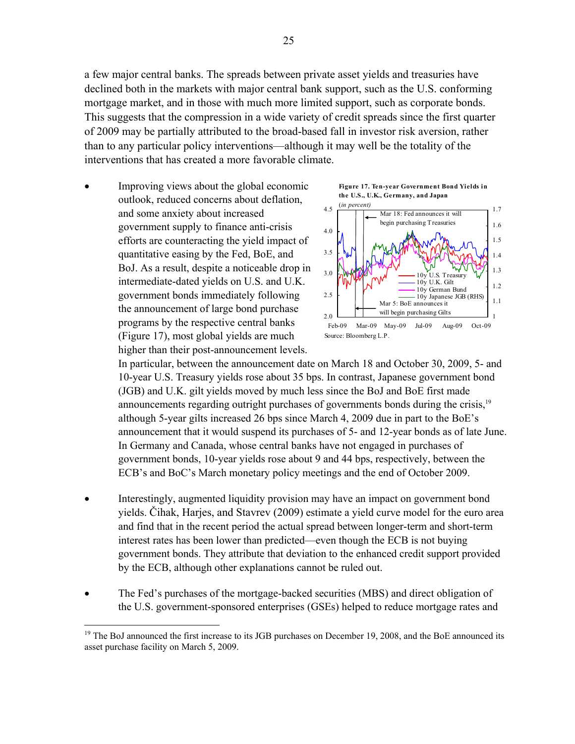a few major central banks. The spreads between private asset yields and treasuries have declined both in the markets with major central bank support, such as the U.S. conforming mortgage market, and in those with much more limited support, such as corporate bonds. This suggests that the compression in a wide variety of credit spreads since the first quarter of 2009 may be partially attributed to the broad-based fall in investor risk aversion, rather than to any particular policy interventions—although it may well be the totality of the interventions that has created a more favorable climate.

- Improving views about the global economic outlook, reduced concerns about deflation, and some anxiety about increased government supply to finance anti-crisis efforts are counteracting the yield impact of quantitative easing by the Fed, BoE, and BoJ. As a result, despite a noticeable drop in intermediate-dated yields on U.S. and U.K. government bonds immediately following the announcement of large bond purchase programs by the respective central banks (Figure 17), most global yields are much higher than their post-announcement levels. In particular, between the announcement date on March 18 and October 30, 2009, 5- and 10-year U.S. Treasury yields rose about 35 bps. In contrast, Japanese government bond (JGB) and U.K. gilt yields moved by much less since the BoJ and BoE first made announcements regarding outright purchases of governments bonds during the crisis,[19] although 5-year gilts increased 26 bps since March 4, 2009 due in part to the BoE's announcement that it would suspend its purchases of 5- and 12-year bonds as of late June. In Germany and Canada, whose central banks have not engaged in purchases of government bonds, 10-year yields rose about 9 and 44 bps, respectively, between the ECB's and BoC's March monetary policy meetings and the end of October 2009.

**Figure 17. Ten-year Government Bond Yields in the U.S., U.K., Germany, and Japan**
*(in percent)*

Source: Bloomberg L.P.

- Interestingly, augmented liquidity provision may have an impact on government bond yields. Čihak, Harjes, and Stavrev (2009) estimate a yield curve model for the euro area and find that in the recent period the actual spread between longer-term and short-term interest rates has been lower than predicted—even though the ECB is not buying government bonds. They attribute that deviation to the enhanced credit support provided by the ECB, although other explanations cannot be ruled out.

- The Fed's purchases of the mortgage-backed securities (MBS) and direct obligation of the U.S. government-sponsored enterprises (GSEs) helped to reduce mortgage rates and

[19] The BoJ announced the first increase to its JGB purchases on December 19, 2008, and the BoE announced its asset purchase facility on March 5, 2009.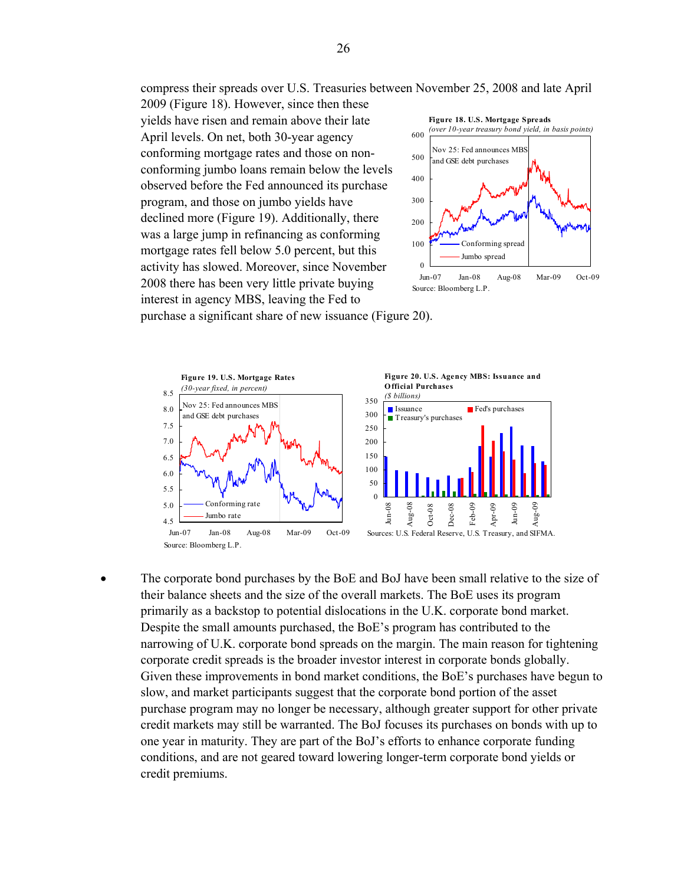compress their spreads over U.S. Treasuries between November 25, 2008 and late April 2009 (Figure 18). However, since then these yields have risen and remain above their late April levels. On net, both 30-year agency conforming mortgage rates and those on non-conforming jumbo loans remain below the levels observed before the Fed announced its purchase program, and those on jumbo yields have declined more (Figure 19). Additionally, there was a large jump in refinancing as conforming mortgage rates fell below 5.0 percent, but this activity has slowed. Moreover, since November 2008 there has been very little private buying interest in agency MBS, leaving the Fed to purchase a significant share of new issuance (Figure 20).

**Figure 18. U.S. Mortgage Spreads**
*(over 10-year treasury bond yield, in basis points)*

Source: Bloomberg L.P.

**Figure 19. U.S. Mortgage Rates**
*(30-year fixed, in percent)*

Source: Bloomberg L.P.

**Figure 20. U.S. Agency MBS: Issuance and Official Purchases**
*($ billions)*

Sources: U.S. Federal Reserve, U.S. Treasury, and SIFMA.

- The corporate bond purchases by the BoE and BoJ have been small relative to the size of their balance sheets and the size of the overall markets. The BoE uses its program primarily as a backstop to potential dislocations in the U.K. corporate bond market. Despite the small amounts purchased, the BoE's program has contributed to the narrowing of U.K. corporate bond spreads on the margin. The main reason for tightening corporate credit spreads is the broader investor interest in corporate bonds globally. Given these improvements in bond market conditions, the BoE's purchases have begun to slow, and market participants suggest that the corporate bond portion of the asset purchase program may no longer be necessary, although greater support for other private credit markets may still be warranted. The BoJ focuses its purchases on bonds with up to one year in maturity. They are part of the BoJ's efforts to enhance corporate funding conditions, and are not geared toward lowering longer-term corporate bond yields or credit premiums.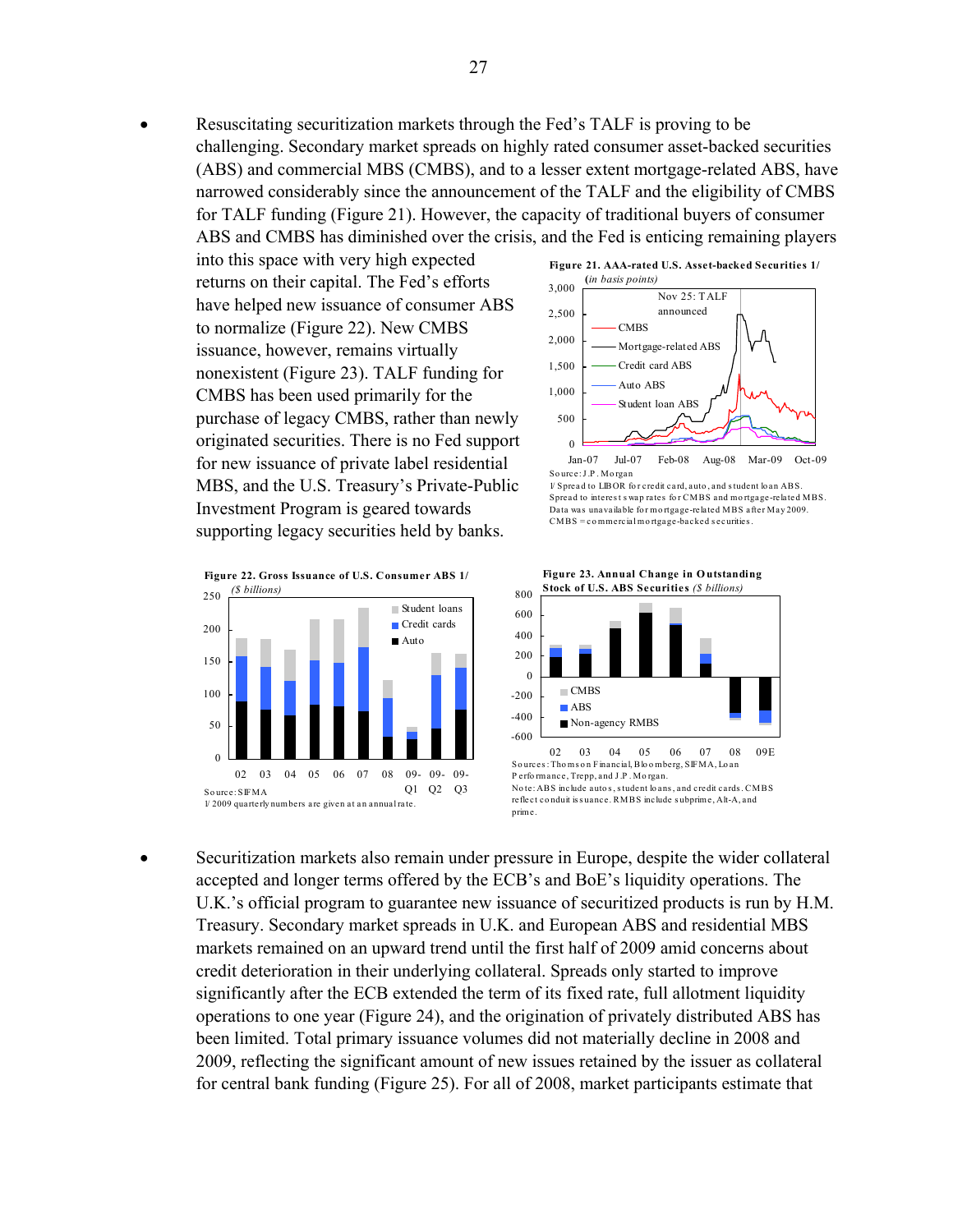- Resuscitating securitization markets through the Fed's TALF is proving to be challenging. Secondary market spreads on highly rated consumer asset-backed securities (ABS) and commercial MBS (CMBS), and to a lesser extent mortgage-related ABS, have narrowed considerably since the announcement of the TALF and the eligibility of CMBS for TALF funding (Figure 21). However, the capacity of traditional buyers of consumer ABS and CMBS has diminished over the crisis, and the Fed is enticing remaining players into this space with very high expected returns on their capital. The Fed's efforts have helped new issuance of consumer ABS to normalize (Figure 22). New CMBS issuance, however, remains virtually nonexistent (Figure 23). TALF funding for CMBS has been used primarily for the purchase of legacy CMBS, rather than newly originated securities. There is no Fed support for new issuance of private label residential MBS, and the U.S. Treasury's Private-Public Investment Program is geared towards supporting legacy securities held by banks.

**Figure 21. AAA-rated U.S. Asset-backed Securities 1/** (*in basis points*)

Source: J.P. Morgan
1/ Spread to LIBOR for credit card, auto, and student loan ABS. Spread to interest swap rates for CMBS and mortgage-related MBS. Data was unavailable for mortgage-related MBS after May 2009.
CMBS = commercial mortgage-backed securities.

**Figure 22. Gross Issuance of U.S. Consumer ABS 1/** (*$ billions*)

Source: SIFMA
1/ 2009 quarterly numbers are given at an annual rate.

**Figure 23. Annual Change in Outstanding Stock of U.S. ABS Securities** (*$ billions*)

Sources: Thomson Financial, Bloomberg, SIFMA, Loan Performance, Trepp, and J.P. Morgan.
Note: ABS include autos, student loans, and credit cards. CMBS reflect conduit issuance. RMBS include subprime, Alt-A, and prime.

- Securitization markets also remain under pressure in Europe, despite the wider collateral accepted and longer terms offered by the ECB's and BoE's liquidity operations. The U.K.'s official program to guarantee new issuance of securitized products is run by H.M. Treasury. Secondary market spreads in U.K. and European ABS and residential MBS markets remained on an upward trend until the first half of 2009 amid concerns about credit deterioration in their underlying collateral. Spreads only started to improve significantly after the ECB extended the term of its fixed rate, full allotment liquidity operations to one year (Figure 24), and the origination of privately distributed ABS has been limited. Total primary issuance volumes did not materially decline in 2008 and 2009, reflecting the significant amount of new issues retained by the issuer as collateral for central bank funding (Figure 25). For all of 2008, market participants estimate that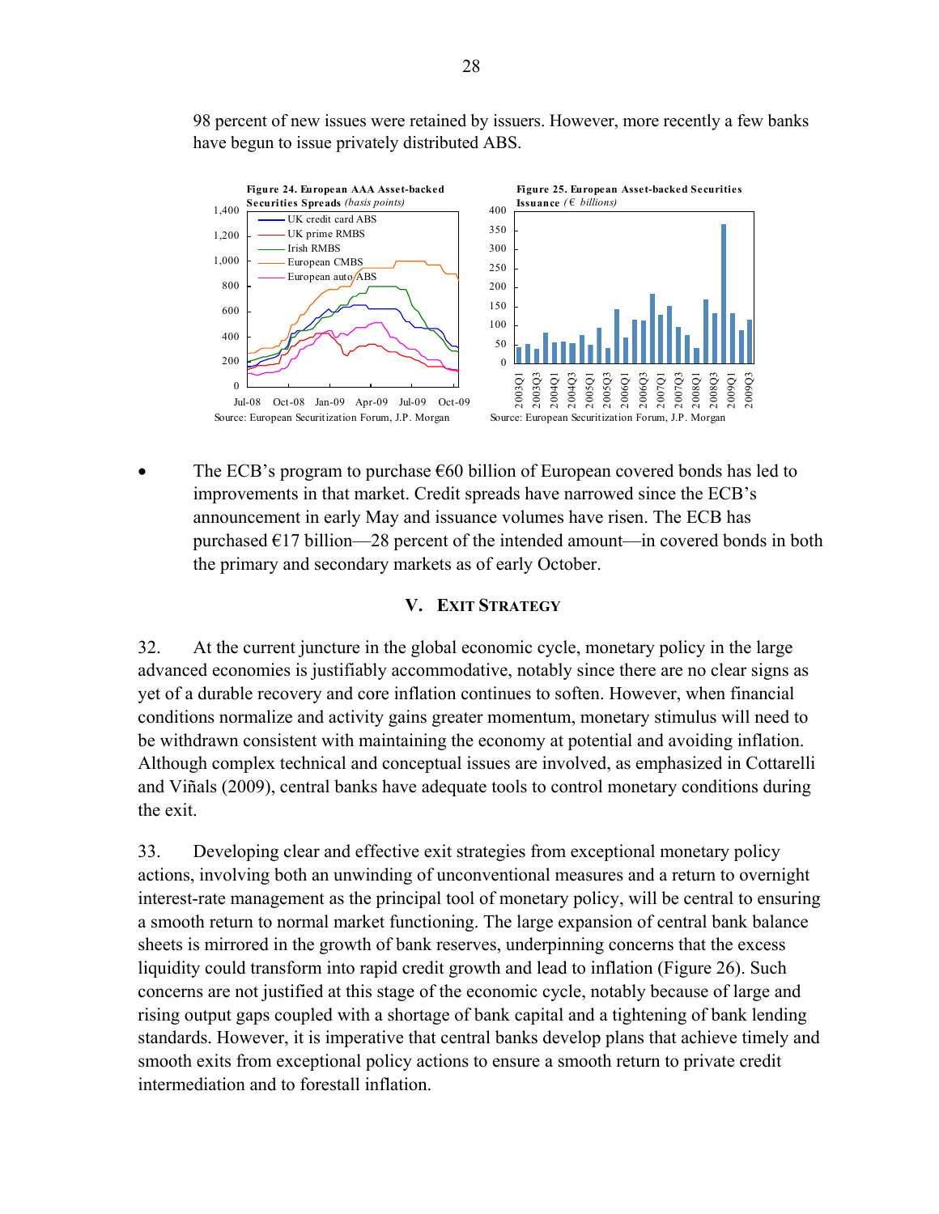98 percent of new issues were retained by issuers. However, more recently a few banks have begun to issue privately distributed ABS.

**Figure 24. European AAA Asset-backed Securities Spreads** *(basis points)*

Source: European Securitization Forum, J.P. Morgan

**Figure 25. European Asset-backed Securities Issuance** *(€ billions)*

Source: European Securitization Forum, J.P. Morgan

- The ECB's program to purchase €60 billion of European covered bonds has led to improvements in that market. Credit spreads have narrowed since the ECB's announcement in early May and issuance volumes have risen. The ECB has purchased €17 billion—28 percent of the intended amount—in covered bonds in both the primary and secondary markets as of early October.

## V. Exit Strategy

32. At the current juncture in the global economic cycle, monetary policy in the large advanced economies is justifiably accommodative, notably since there are no clear signs as yet of a durable recovery and core inflation continues to soften. However, when financial conditions normalize and activity gains greater momentum, monetary stimulus will need to be withdrawn consistent with maintaining the economy at potential and avoiding inflation. Although complex technical and conceptual issues are involved, as emphasized in Cottarelli and Viñals (2009), central banks have adequate tools to control monetary conditions during the exit.

33. Developing clear and effective exit strategies from exceptional monetary policy actions, involving both an unwinding of unconventional measures and a return to overnight interest-rate management as the principal tool of monetary policy, will be central to ensuring a smooth return to normal market functioning. The large expansion of central bank balance sheets is mirrored in the growth of bank reserves, underpinning concerns that the excess liquidity could transform into rapid credit growth and lead to inflation (Figure 26). Such concerns are not justified at this stage of the economic cycle, notably because of large and rising output gaps coupled with a shortage of bank capital and a tightening of bank lending standards. However, it is imperative that central banks develop plans that achieve timely and smooth exits from exceptional policy actions to ensure a smooth return to private credit intermediation and to forestall inflation.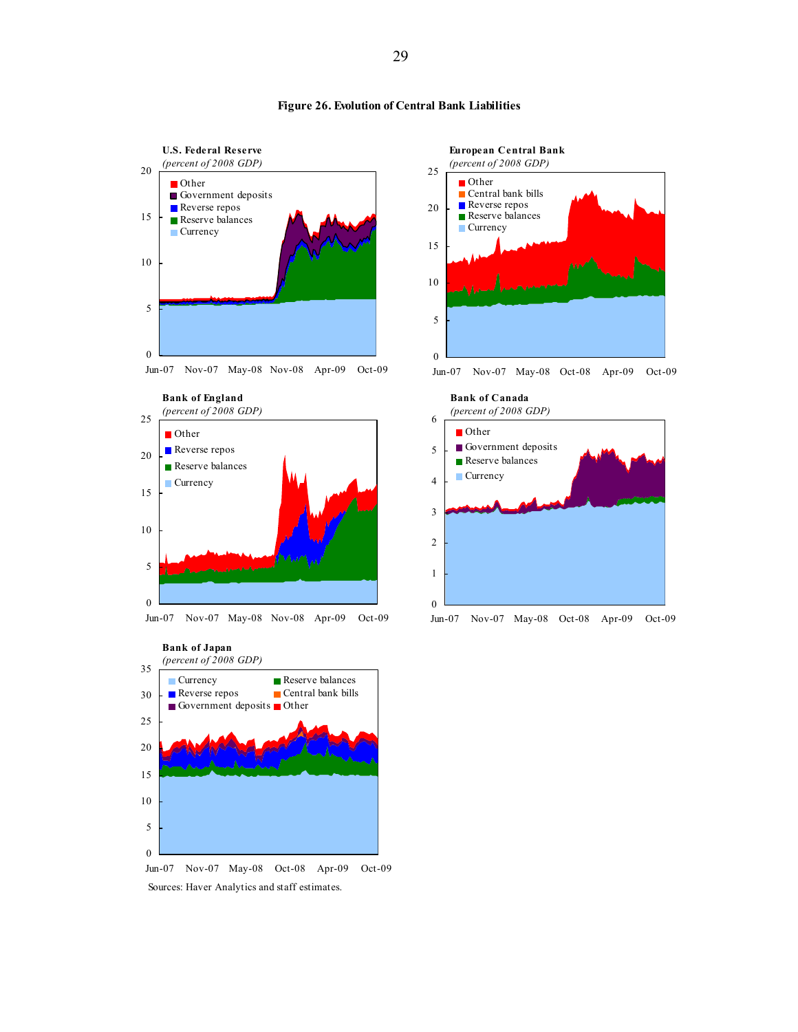**Figure 26. Evolution of Central Bank Liabilities**

**U.S. Federal Reserve**
*(percent of 2008 GDP)*

Other
Government deposits
Reverse repos
Reserve balances
Currency

0 5 10 15 20

Jun-07 Nov-07 May-08 Nov-08 Apr-09 Oct-09

**European Central Bank**
*(percent of 2008 GDP)*

Other
Central bank bills
Reverse repos
Reserve balances
Currency

0 5 10 15 20 25

Jun-07 Nov-07 May-08 Oct-08 Apr-09 Oct-09

**Bank of England**
*(percent of 2008 GDP)*

Other
Reverse repos
Reserve balances
Currency

0 5 10 15 20 25

Jun-07 Nov-07 May-08 Nov-08 Apr-09 Oct-09

**Bank of Canada**
*(percent of 2008 GDP)*

Other
Government deposits
Reserve balances
Currency

0 1 2 3 4 5 6

Jun-07 Nov-07 May-08 Oct-08 Apr-09 Oct-09

**Bank of Japan**
*(percent of 2008 GDP)*

Currency
Reserve balances
Reverse repos
Central bank bills
Government deposits
Other

0 5 10 15 20 25 30 35

Jun-07 Nov-07 May-08 Oct-08 Apr-09 Oct-09

Sources: Haver Analytics and staff estimates.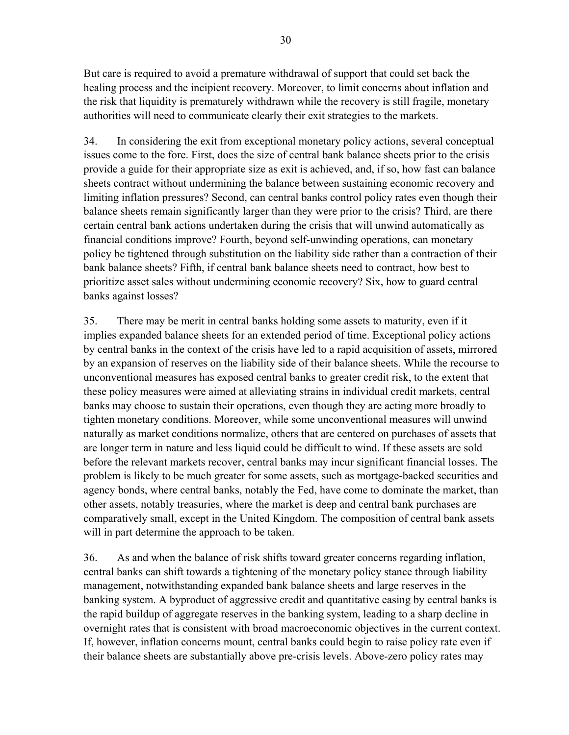But care is required to avoid a premature withdrawal of support that could set back the healing process and the incipient recovery. Moreover, to limit concerns about inflation and the risk that liquidity is prematurely withdrawn while the recovery is still fragile, monetary authorities will need to communicate clearly their exit strategies to the markets.

34. In considering the exit from exceptional monetary policy actions, several conceptual issues come to the fore. First, does the size of central bank balance sheets prior to the crisis provide a guide for their appropriate size as exit is achieved, and, if so, how fast can balance sheets contract without undermining the balance between sustaining economic recovery and limiting inflation pressures? Second, can central banks control policy rates even though their balance sheets remain significantly larger than they were prior to the crisis? Third, are there certain central bank actions undertaken during the crisis that will unwind automatically as financial conditions improve? Fourth, beyond self-unwinding operations, can monetary policy be tightened through substitution on the liability side rather than a contraction of their bank balance sheets? Fifth, if central bank balance sheets need to contract, how best to prioritize asset sales without undermining economic recovery? Six, how to guard central banks against losses?

35. There may be merit in central banks holding some assets to maturity, even if it implies expanded balance sheets for an extended period of time. Exceptional policy actions by central banks in the context of the crisis have led to a rapid acquisition of assets, mirrored by an expansion of reserves on the liability side of their balance sheets. While the recourse to unconventional measures has exposed central banks to greater credit risk, to the extent that these policy measures were aimed at alleviating strains in individual credit markets, central banks may choose to sustain their operations, even though they are acting more broadly to tighten monetary conditions. Moreover, while some unconventional measures will unwind naturally as market conditions normalize, others that are centered on purchases of assets that are longer term in nature and less liquid could be difficult to wind. If these assets are sold before the relevant markets recover, central banks may incur significant financial losses. The problem is likely to be much greater for some assets, such as mortgage-backed securities and agency bonds, where central banks, notably the Fed, have come to dominate the market, than other assets, notably treasuries, where the market is deep and central bank purchases are comparatively small, except in the United Kingdom. The composition of central bank assets will in part determine the approach to be taken.

36. As and when the balance of risk shifts toward greater concerns regarding inflation, central banks can shift towards a tightening of the monetary policy stance through liability management, notwithstanding expanded bank balance sheets and large reserves in the banking system. A byproduct of aggressive credit and quantitative easing by central banks is the rapid buildup of aggregate reserves in the banking system, leading to a sharp decline in overnight rates that is consistent with broad macroeconomic objectives in the current context. If, however, inflation concerns mount, central banks could begin to raise policy rate even if their balance sheets are substantially above pre-crisis levels. Above-zero policy rates may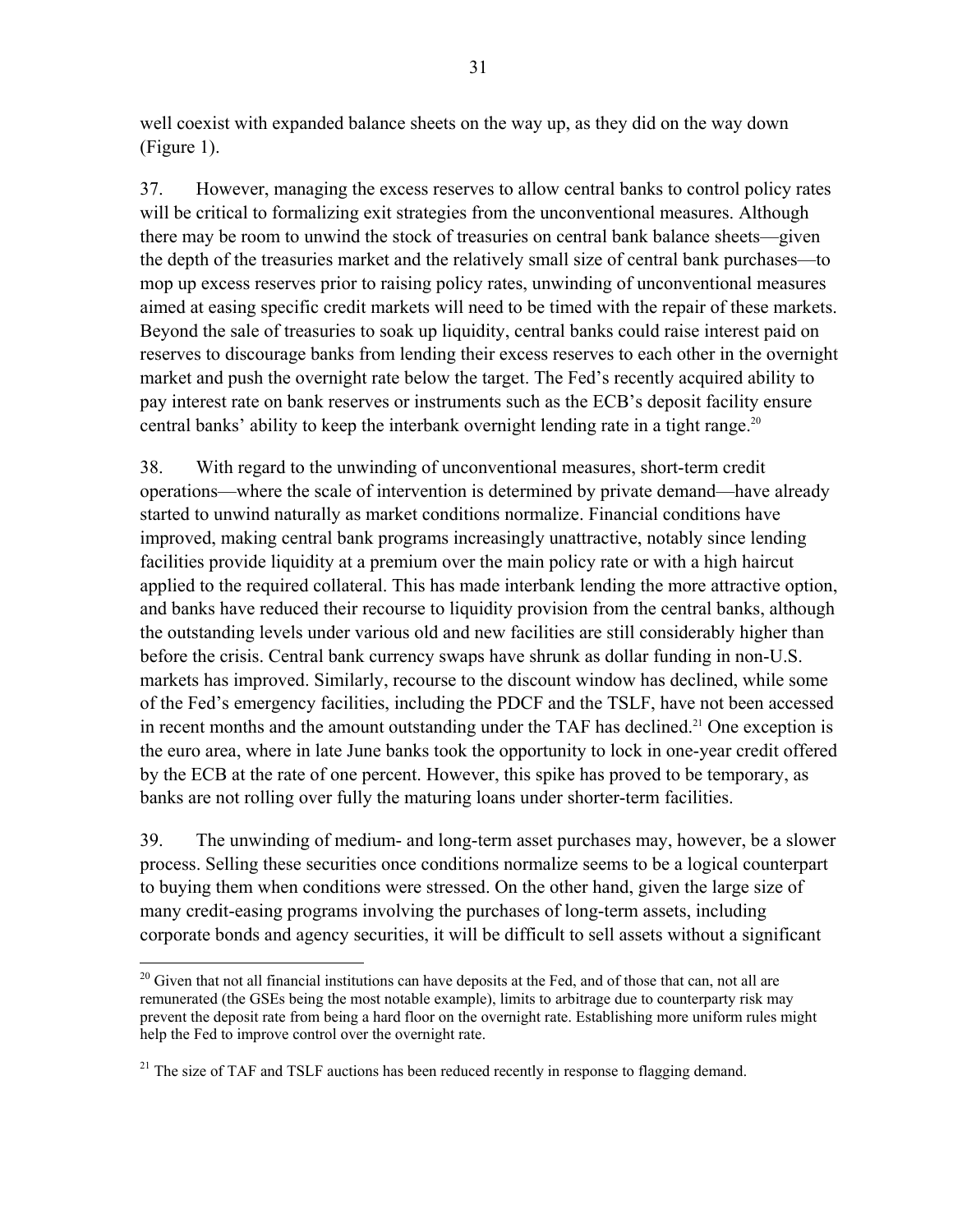well coexist with expanded balance sheets on the way up, as they did on the way down (Figure 1).

37. However, managing the excess reserves to allow central banks to control policy rates will be critical to formalizing exit strategies from the unconventional measures. Although there may be room to unwind the stock of treasuries on central bank balance sheets—given the depth of the treasuries market and the relatively small size of central bank purchases—to mop up excess reserves prior to raising policy rates, unwinding of unconventional measures aimed at easing specific credit markets will need to be timed with the repair of these markets. Beyond the sale of treasuries to soak up liquidity, central banks could raise interest paid on reserves to discourage banks from lending their excess reserves to each other in the overnight market and push the overnight rate below the target. The Fed's recently acquired ability to pay interest rate on bank reserves or instruments such as the ECB's deposit facility ensure central banks' ability to keep the interbank overnight lending rate in a tight range.[20]

38. With regard to the unwinding of unconventional measures, short-term credit operations—where the scale of intervention is determined by private demand—have already started to unwind naturally as market conditions normalize. Financial conditions have improved, making central bank programs increasingly unattractive, notably since lending facilities provide liquidity at a premium over the main policy rate or with a high haircut applied to the required collateral. This has made interbank lending the more attractive option, and banks have reduced their recourse to liquidity provision from the central banks, although the outstanding levels under various old and new facilities are still considerably higher than before the crisis. Central bank currency swaps have shrunk as dollar funding in non-U.S. markets has improved. Similarly, recourse to the discount window has declined, while some of the Fed's emergency facilities, including the PDCF and the TSLF, have not been accessed in recent months and the amount outstanding under the TAF has declined.[21] One exception is the euro area, where in late June banks took the opportunity to lock in one-year credit offered by the ECB at the rate of one percent. However, this spike has proved to be temporary, as banks are not rolling over fully the maturing loans under shorter-term facilities.

39. The unwinding of medium- and long-term asset purchases may, however, be a slower process. Selling these securities once conditions normalize seems to be a logical counterpart to buying them when conditions were stressed. On the other hand, given the large size of many credit-easing programs involving the purchases of long-term assets, including corporate bonds and agency securities, it will be difficult to sell assets without a significant

---

[20] Given that not all financial institutions can have deposits at the Fed, and of those that can, not all are remunerated (the GSEs being the most notable example), limits to arbitrage due to counterparty risk may prevent the deposit rate from being a hard floor on the overnight rate. Establishing more uniform rules might help the Fed to improve control over the overnight rate.

[21] The size of TAF and TSLF auctions has been reduced recently in response to flagging demand.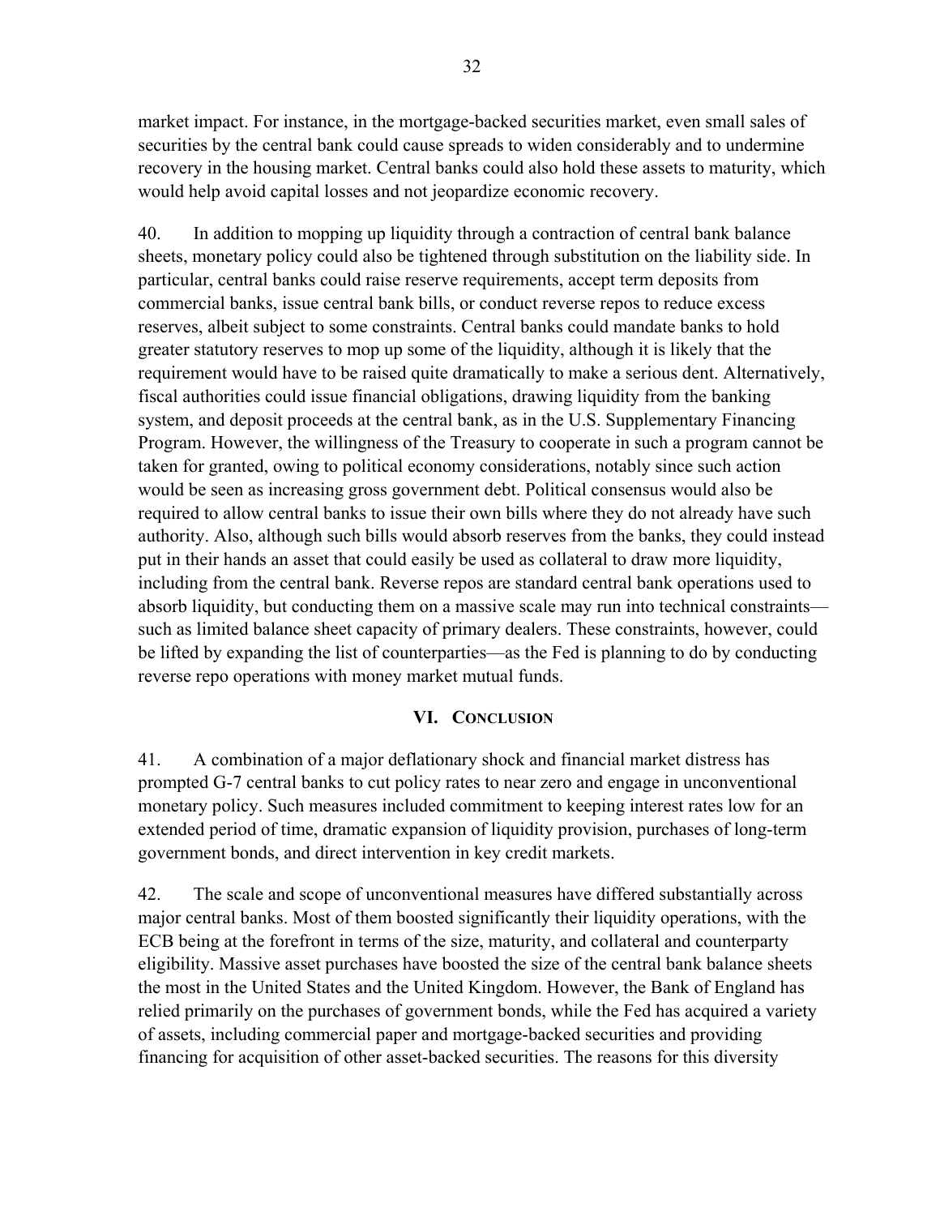market impact. For instance, in the mortgage-backed securities market, even small sales of securities by the central bank could cause spreads to widen considerably and to undermine recovery in the housing market. Central banks could also hold these assets to maturity, which would help avoid capital losses and not jeopardize economic recovery.

40. In addition to mopping up liquidity through a contraction of central bank balance sheets, monetary policy could also be tightened through substitution on the liability side. In particular, central banks could raise reserve requirements, accept term deposits from commercial banks, issue central bank bills, or conduct reverse repos to reduce excess reserves, albeit subject to some constraints. Central banks could mandate banks to hold greater statutory reserves to mop up some of the liquidity, although it is likely that the requirement would have to be raised quite dramatically to make a serious dent. Alternatively, fiscal authorities could issue financial obligations, drawing liquidity from the banking system, and deposit proceeds at the central bank, as in the U.S. Supplementary Financing Program. However, the willingness of the Treasury to cooperate in such a program cannot be taken for granted, owing to political economy considerations, notably since such action would be seen as increasing gross government debt. Political consensus would also be required to allow central banks to issue their own bills where they do not already have such authority. Also, although such bills would absorb reserves from the banks, they could instead put in their hands an asset that could easily be used as collateral to draw more liquidity, including from the central bank. Reverse repos are standard central bank operations used to absorb liquidity, but conducting them on a massive scale may run into technical constraints—such as limited balance sheet capacity of primary dealers. These constraints, however, could be lifted by expanding the list of counterparties—as the Fed is planning to do by conducting reverse repo operations with money market mutual funds.

## VI. Conclusion

41. A combination of a major deflationary shock and financial market distress has prompted G-7 central banks to cut policy rates to near zero and engage in unconventional monetary policy. Such measures included commitment to keeping interest rates low for an extended period of time, dramatic expansion of liquidity provision, purchases of long-term government bonds, and direct intervention in key credit markets.

42. The scale and scope of unconventional measures have differed substantially across major central banks. Most of them boosted significantly their liquidity operations, with the ECB being at the forefront in terms of the size, maturity, and collateral and counterparty eligibility. Massive asset purchases have boosted the size of the central bank balance sheets the most in the United States and the United Kingdom. However, the Bank of England has relied primarily on the purchases of government bonds, while the Fed has acquired a variety of assets, including commercial paper and mortgage-backed securities and providing financing for acquisition of other asset-backed securities. The reasons for this diversity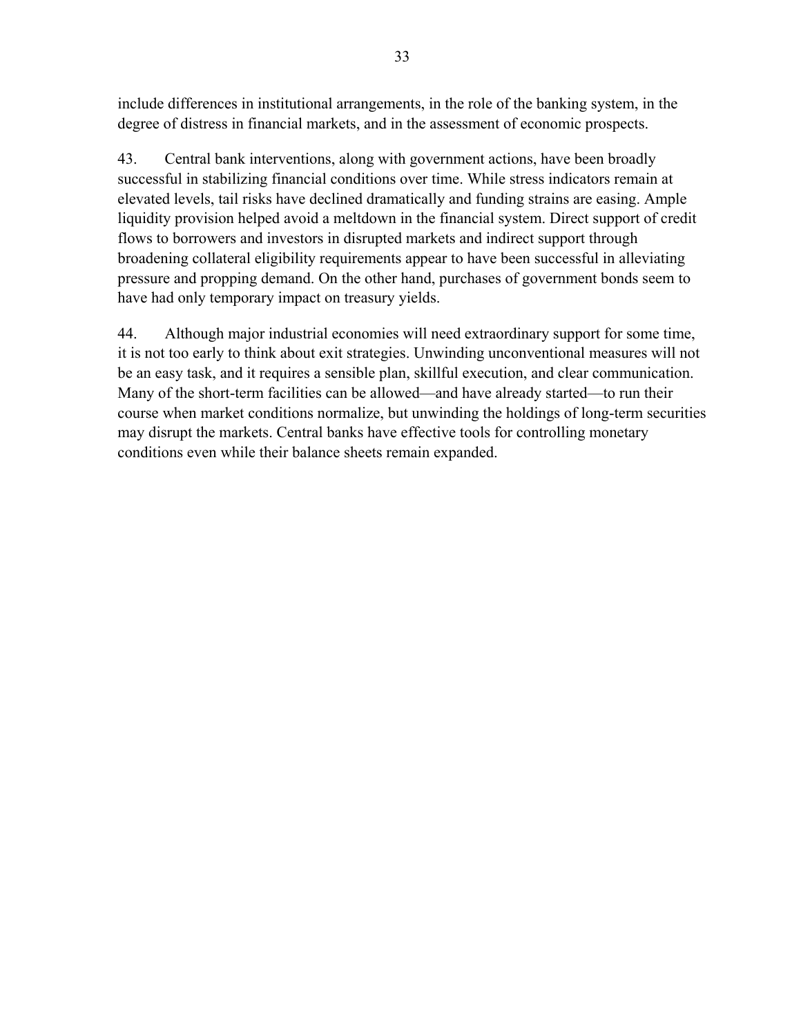include differences in institutional arrangements, in the role of the banking system, in the degree of distress in financial markets, and in the assessment of economic prospects.

43. Central bank interventions, along with government actions, have been broadly successful in stabilizing financial conditions over time. While stress indicators remain at elevated levels, tail risks have declined dramatically and funding strains are easing. Ample liquidity provision helped avoid a meltdown in the financial system. Direct support of credit flows to borrowers and investors in disrupted markets and indirect support through broadening collateral eligibility requirements appear to have been successful in alleviating pressure and propping demand. On the other hand, purchases of government bonds seem to have had only temporary impact on treasury yields.

44. Although major industrial economies will need extraordinary support for some time, it is not too early to think about exit strategies. Unwinding unconventional measures will not be an easy task, and it requires a sensible plan, skillful execution, and clear communication. Many of the short-term facilities can be allowed—and have already started—to run their course when market conditions normalize, but unwinding the holdings of long-term securities may disrupt the markets. Central banks have effective tools for controlling monetary conditions even while their balance sheets remain expanded.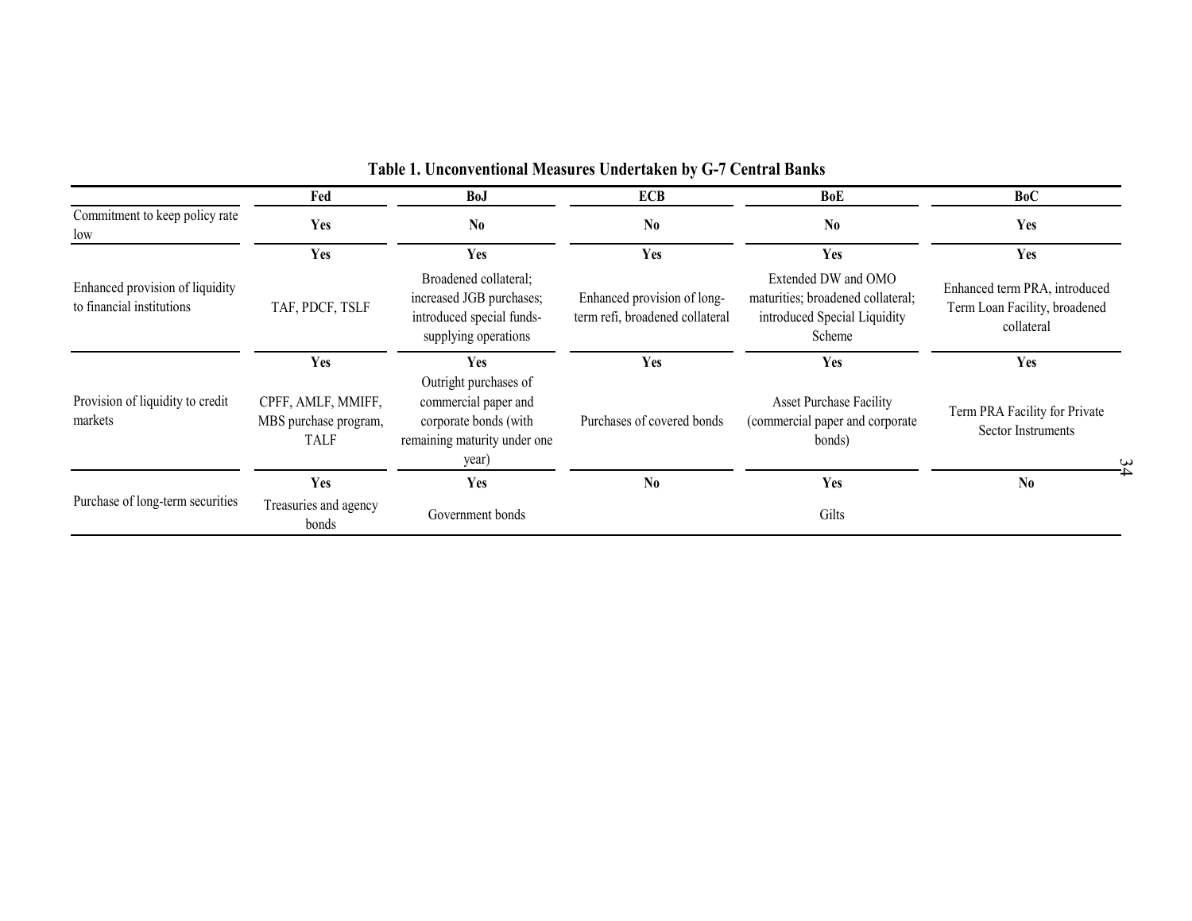**Table 1. Unconventional Measures Undertaken by G-7 Central Banks**

| | Fed | BoJ | ECB | BoE | BoC |
|---|---|---|---|---|---|
| Commitment to keep policy rate low | **Yes** | **No** | **No** | **No** | **Yes** |
| Enhanced provision of liquidity to financial institutions | **Yes** TAF, PDCF, TSLF | **Yes** Broadened collateral; increased JGB purchases; introduced special funds-supplying operations | **Yes** Enhanced provision of long-term refi, broadened collateral | **Yes** Extended DW and OMO maturities; broadened collateral; introduced Special Liquidity Scheme | **Yes** Enhanced term PRA, introduced Term Loan Facility, broadened collateral |
| Provision of liquidity to credit markets | **Yes** CPFF, AMLF, MMIFF, MBS purchase program, TALF | **Yes** Outright purchases of commercial paper and corporate bonds (with remaining maturity under one year) | **Yes** Purchases of covered bonds | **Yes** Asset Purchase Facility (commercial paper and corporate bonds) | **Yes** Term PRA Facility for Private Sector Instruments |
| Purchase of long-term securities | **Yes** Treasuries and agency bonds | **Yes** Government bonds | **No** | **Yes** Gilts | **No** |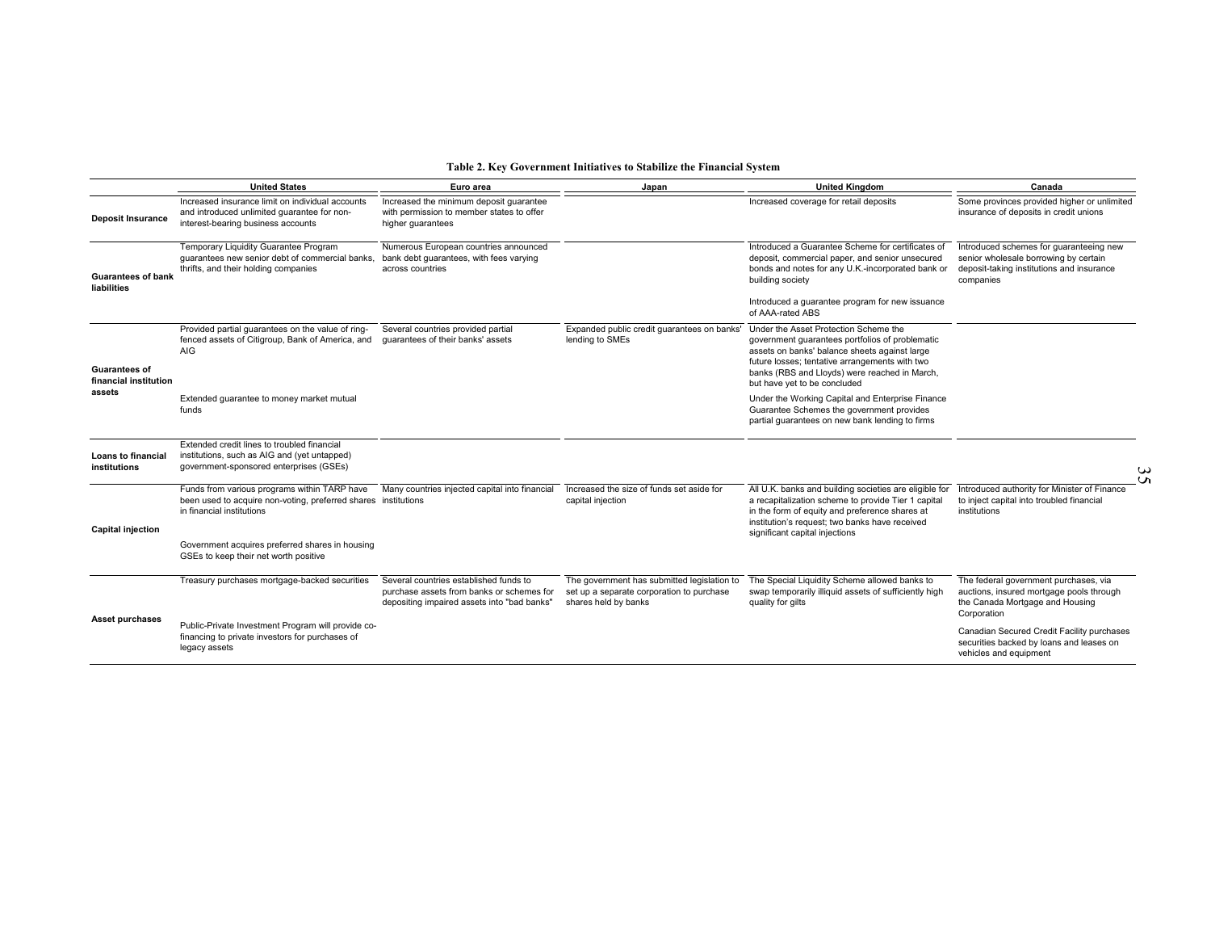**Table 2. Key Government Initiatives to Stabilize the Financial System**

| | United States | Euro area | Japan | United Kingdom | Canada |
|---|---|---|---|---|---|
| **Deposit Insurance** | Increased insurance limit on individual accounts and introduced unlimited guarantee for non-interest-bearing business accounts | Increased the minimum deposit guarantee with permission to member states to offer higher guarantees | | Increased coverage for retail deposits | Some provinces provided higher or unlimited insurance of deposits in credit unions |
| **Guarantees of bank liabilities** | Temporary Liquidity Guarantee Program guarantees new senior debt of commercial banks, thrifts, and their holding companies | Numerous European countries announced bank debt guarantees, with fees varying across countries | | Introduced a Guarantee Scheme for certificates of deposit, commercial paper, and senior unsecured bonds and notes for any U.K.-incorporated bank or building society<br><br>Introduced a guarantee program for new issuance of AAA-rated ABS | Introduced schemes for guaranteeing new senior wholesale borrowing by certain deposit-taking institutions and insurance companies |
| **Guarantees of financial institution assets** | Provided partial guarantees on the value of ring-fenced assets of Citigroup, Bank of America, and AIG<br><br>Extended guarantee to money market mutual funds | Several countries provided partial guarantees of their banks' assets | Expanded public credit guarantees on banks' lending to SMEs | Under the Asset Protection Scheme the government guarantees portfolios of problematic assets on banks' balance sheets against large future losses; tentative arrangements with two banks (RBS and Lloyds) were reached in March, but have yet to be concluded<br><br>Under the Working Capital and Enterprise Finance Guarantee Schemes the government provides partial guarantees on new bank lending to firms | |
| **Loans to financial institutions** | Extended credit lines to troubled financial institutions, such as AIG and (yet untapped) government-sponsored enterprises (GSEs) | | | | |
| **Capital injection** | Funds from various programs within TARP have been used to acquire non-voting, preferred shares in financial institutions<br><br>Government acquires preferred shares in housing GSEs to keep their net worth positive | Many countries injected capital into financial institutions | Increased the size of funds set aside for capital injection | All U.K. banks and building societies are eligible for a recapitalization scheme to provide Tier 1 capital in the form of equity and preference shares at institution's request; two banks have received significant capital injections | Introduced authority for Minister of Finance to inject capital into troubled financial institutions |
| **Asset purchases** | Treasury purchases mortgage-backed securities<br><br>Public-Private Investment Program will provide co-financing to private investors for purchases of legacy assets | Several countries established funds to purchase assets from banks or schemes for depositing impaired assets into "bad banks" | The government has submitted legislation to set up a separate corporation to purchase shares held by banks | The Special Liquidity Scheme allowed banks to swap temporarily illiquid assets of sufficiently high quality for gilts | The federal government purchases, via auctions, insured mortgage pools through the Canada Mortgage and Housing Corporation<br><br>Canadian Secured Credit Facility purchases securities backed by loans and leases on vehicles and equipment |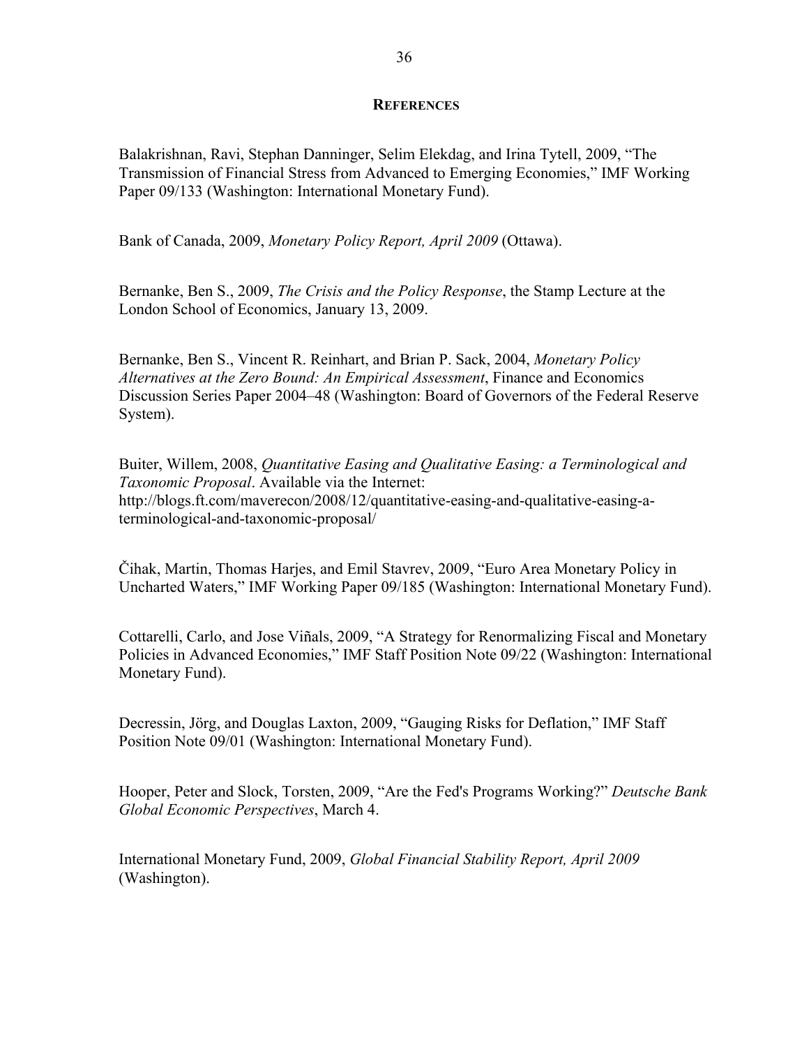## REFERENCES

Balakrishnan, Ravi, Stephan Danninger, Selim Elekdag, and Irina Tytell, 2009, "The Transmission of Financial Stress from Advanced to Emerging Economies," IMF Working Paper 09/133 (Washington: International Monetary Fund).

Bank of Canada, 2009, *Monetary Policy Report, April 2009* (Ottawa).

Bernanke, Ben S., 2009, *The Crisis and the Policy Response*, the Stamp Lecture at the London School of Economics, January 13, 2009.

Bernanke, Ben S., Vincent R. Reinhart, and Brian P. Sack, 2004, *Monetary Policy Alternatives at the Zero Bound: An Empirical Assessment*, Finance and Economics Discussion Series Paper 2004–48 (Washington: Board of Governors of the Federal Reserve System).

Buiter, Willem, 2008, *Quantitative Easing and Qualitative Easing: a Terminological and Taxonomic Proposal*. Available via the Internet: http://blogs.ft.com/maverecon/2008/12/quantitative-easing-and-qualitative-easing-a-terminological-and-taxonomic-proposal/

Čihak, Martin, Thomas Harjes, and Emil Stavrev, 2009, "Euro Area Monetary Policy in Uncharted Waters," IMF Working Paper 09/185 (Washington: International Monetary Fund).

Cottarelli, Carlo, and Jose Viñals, 2009, "A Strategy for Renormalizing Fiscal and Monetary Policies in Advanced Economies," IMF Staff Position Note 09/22 (Washington: International Monetary Fund).

Decressin, Jörg, and Douglas Laxton, 2009, "Gauging Risks for Deflation," IMF Staff Position Note 09/01 (Washington: International Monetary Fund).

Hooper, Peter and Slock, Torsten, 2009, "Are the Fed's Programs Working?" *Deutsche Bank Global Economic Perspectives*, March 4.

International Monetary Fund, 2009, *Global Financial Stability Report, April 2009* (Washington).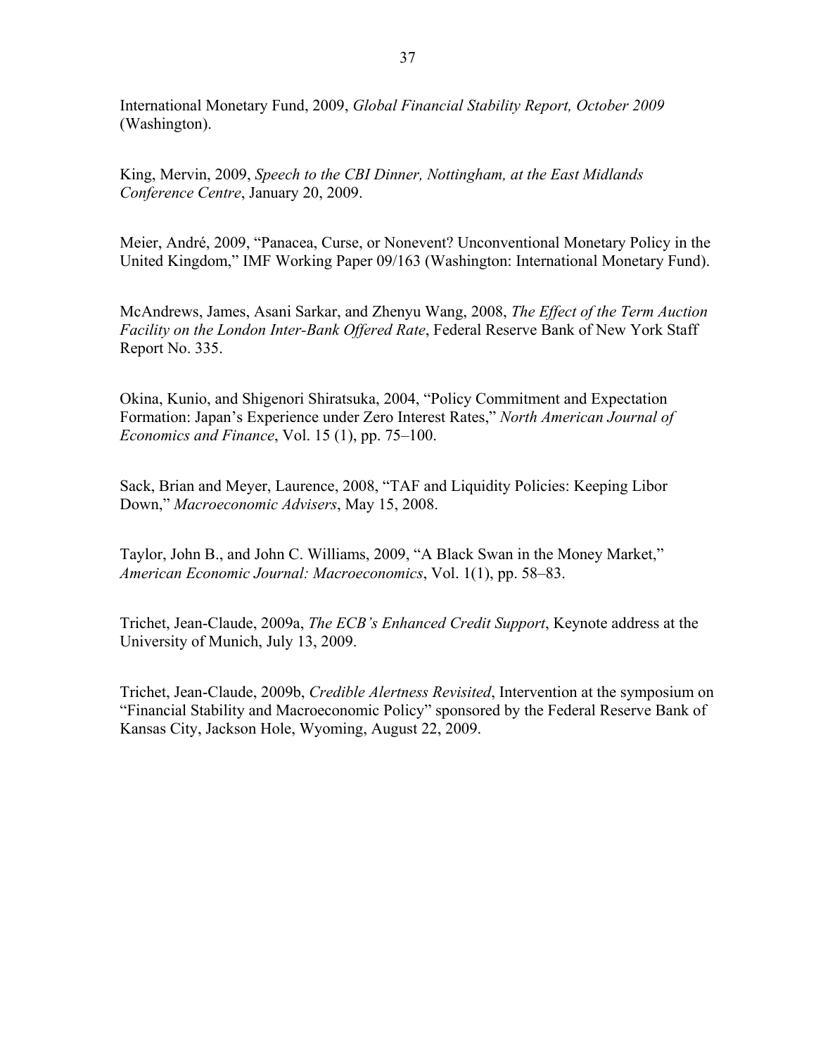International Monetary Fund, 2009, *Global Financial Stability Report, October 2009* (Washington).

King, Mervin, 2009, *Speech to the CBI Dinner, Nottingham, at the East Midlands Conference Centre*, January 20, 2009.

Meier, André, 2009, "Panacea, Curse, or Nonevent? Unconventional Monetary Policy in the United Kingdom," IMF Working Paper 09/163 (Washington: International Monetary Fund).

McAndrews, James, Asani Sarkar, and Zhenyu Wang, 2008, *The Effect of the Term Auction Facility on the London Inter-Bank Offered Rate*, Federal Reserve Bank of New York Staff Report No. 335.

Okina, Kunio, and Shigenori Shiratsuka, 2004, "Policy Commitment and Expectation Formation: Japan's Experience under Zero Interest Rates," *North American Journal of Economics and Finance*, Vol. 15 (1), pp. 75–100.

Sack, Brian and Meyer, Laurence, 2008, "TAF and Liquidity Policies: Keeping Libor Down," *Macroeconomic Advisers*, May 15, 2008.

Taylor, John B., and John C. Williams, 2009, "A Black Swan in the Money Market," *American Economic Journal: Macroeconomics*, Vol. 1(1), pp. 58–83.

Trichet, Jean-Claude, 2009a, *The ECB's Enhanced Credit Support*, Keynote address at the University of Munich, July 13, 2009.

Trichet, Jean-Claude, 2009b, *Credible Alertness Revisited*, Intervention at the symposium on "Financial Stability and Macroeconomic Policy" sponsored by the Federal Reserve Bank of Kansas City, Jackson Hole, Wyoming, August 22, 2009.